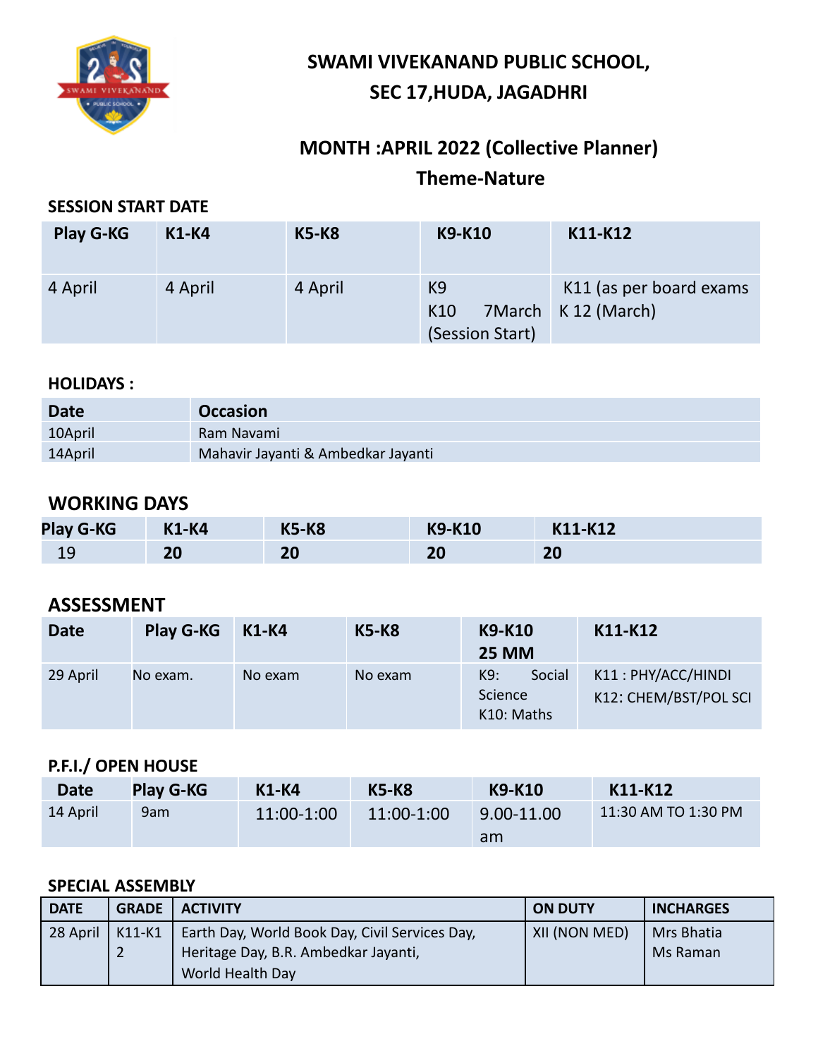# SWAMI VIVEKANAND PUBLIC SCHOOL,
## SEC 17,HUDA, JAGADHRI

## MONTH :APRIL 2022 (Collective Planner)
### Theme-Nature

**SESSION START DATE**

| Play G-KG | K1-K4 | K5-K8 | K9-K10 | K11-K12 |
|---|---|---|---|---|
| 4 April | 4 April | 4 April | K9<br>K10 7March (Session Start) | K11 (as per board exams<br>K 12 (March) |

**HOLIDAYS :**

| Date | Occasion |
|---|---|
| 10April | Ram Navami |
| 14April | Mahavir Jayanti & Ambedkar Jayanti |

## WORKING DAYS

| Play G-KG | K1-K4 | K5-K8 | K9-K10 | K11-K12 |
|---|---|---|---|---|
| 19 | **20** | **20** | **20** | **20** |

## ASSESSMENT

| Date | Play G-KG | K1-K4 | K5-K8 | K9-K10<br>25 MM | K11-K12 |
|---|---|---|---|---|---|
| 29 April | No exam. | No exam | No exam | K9: Social Science<br>K10: Maths | K11 : PHY/ACC/HINDI<br>K12: CHEM/BST/POL SCI |

**P.F.I./ OPEN HOUSE**

| Date | Play G-KG | K1-K4 | K5-K8 | K9-K10 | K11-K12 |
|---|---|---|---|---|---|
| 14 April | 9am | 11:00-1:00 | 11:00-1:00 | 9.00-11.00 am | 11:30 AM TO 1:30 PM |

**SPECIAL ASSEMBLY**

| DATE | GRADE | ACTIVITY | ON DUTY | INCHARGES |
|---|---|---|---|---|
| 28 April | K11-K12 | Earth Day, World Book Day, Civil Services Day, Heritage Day, B.R. Ambedkar Jayanti, World Health Day | XII (NON MED) | Mrs Bhatia<br>Ms Raman |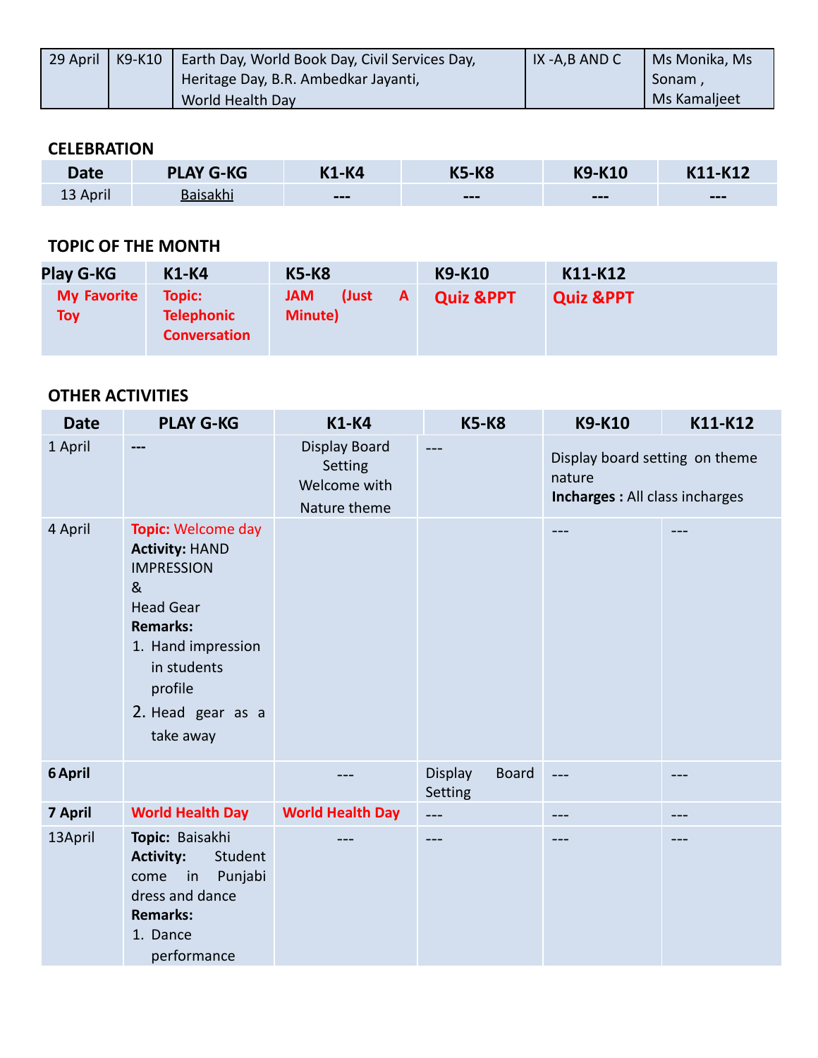| 29 April | K9-K10 | Earth Day, World Book Day, Civil Services Day, Heritage Day, B.R. Ambedkar Jayanti, World Health Day | IX -A,B AND C | Ms Monika, Ms Sonam , Ms Kamaljeet |
|---|---|---|---|---|

## CELEBRATION

| Date | PLAY G-KG | K1-K4 | K5-K8 | K9-K10 | K11-K12 |
|---|---|---|---|---|---|
| 13 April | Baisakhi | --- | --- | --- | --- |

## TOPIC OF THE MONTH

| Play G-KG | K1-K4 | K5-K8 | K9-K10 | K11-K12 |
|---|---|---|---|---|
| **My Favorite Toy** | **Topic: Telephonic Conversation** | **JAM (Just A Minute)** | **Quiz &PPT** | **Quiz &PPT** |

## OTHER ACTIVITIES

| Date | PLAY G-KG | K1-K4 | K5-K8 | K9-K10 | K11-K12 |
|---|---|---|---|---|---|
| 1 April | --- | Display Board Setting Welcome with Nature theme | --- | Display board setting on theme nature **Incharges :** All class incharges | |
| 4 April | **Topic:** Welcome day **Activity:** HAND IMPRESSION & Head Gear **Remarks:** 1. Hand impression in students profile 2. Head gear as a take away | | | --- | --- |
| **6 April** | | --- | Display Board Setting | --- | --- |
| **7 April** | **World Health Day** | **World Health Day** | --- | --- | --- |
| 13April | **Topic:** Baisakhi **Activity:** Student come in Punjabi dress and dance **Remarks:** 1. Dance performance | --- | --- | --- | --- |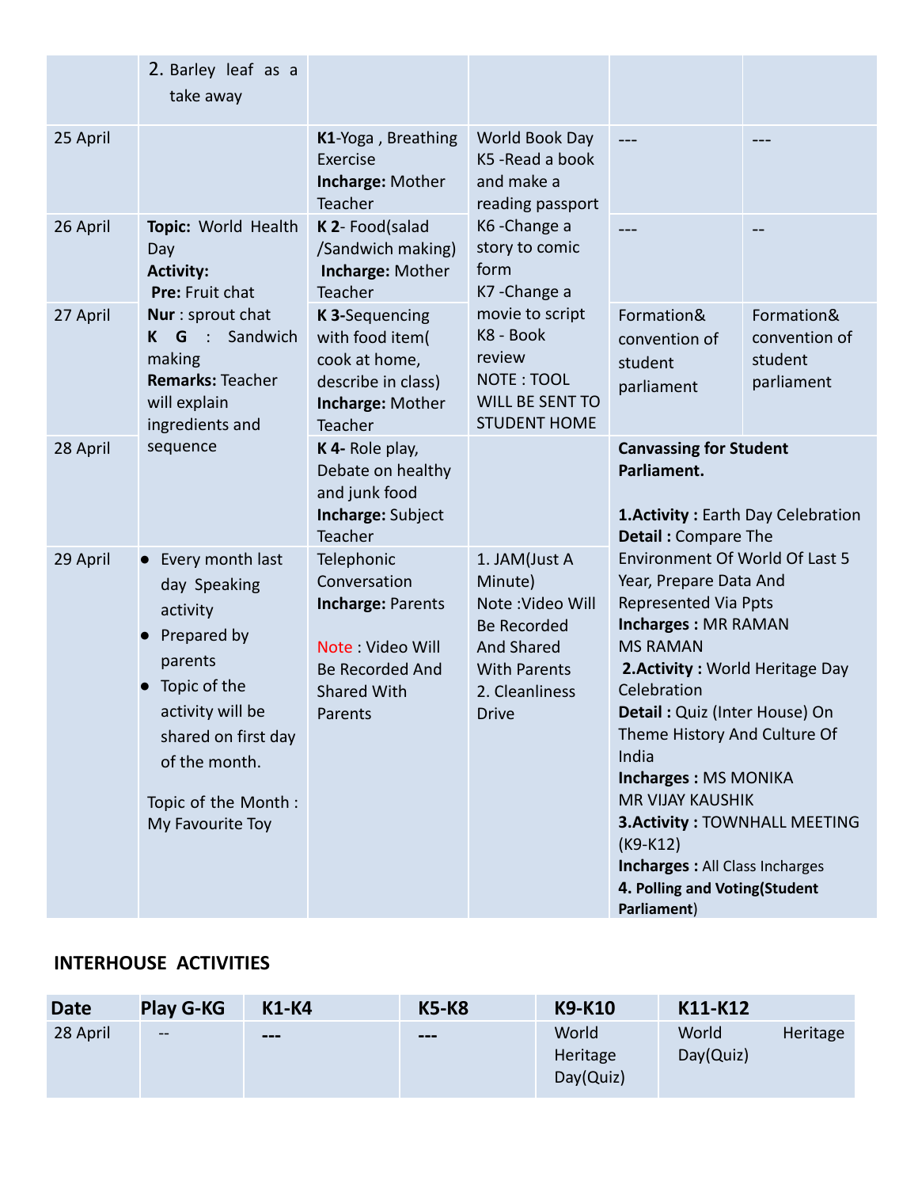| | | | | | |
|---|---|---|---|---|---|
| | 2. Barley leaf as a take away | | | | |
| 25 April | | **K1**-Yoga , Breathing Exercise **Incharge:** Mother Teacher | World Book Day K5 -Read a book and make a reading passport K6 -Change a story to comic form K7 -Change a movie to script K8 - Book review NOTE : TOOL WILL BE SENT TO STUDENT HOME | --- | --- |
| 26 April | **Topic:** World Health Day **Activity:** **Pre:** Fruit chat **Nur** : sprout chat **K G** : Sandwich making **Remarks:** Teacher will explain ingredients and sequence | **K 2**- Food(salad /Sandwich making) **Incharge:** Mother Teacher | | --- | -- |
| 27 April | | **K 3**-Sequencing with food item( cook at home, describe in class) **Incharge:** Mother Teacher | | Formation& convention of student parliament | Formation& convention of student parliament |
| 28 April | | **K 4**- Role play, Debate on healthy and junk food **Incharge:** Subject Teacher | | **Canvassing for Student Parliament.** **1.Activity :** Earth Day Celebration **Detail :** Compare The Environment Of World Of Last 5 Year, Prepare Data And Represented Via Ppts **Incharges :** MR RAMAN MS RAMAN **2.Activity :** World Heritage Day Celebration **Detail :** Quiz (Inter House) On Theme History And Culture Of India **Incharges :** MS MONIKA MR VIJAY KAUSHIK **3.Activity :** TOWNHALL MEETING (K9-K12) **Incharges :** All Class Incharges **4. Polling and Voting(Student Parliament**) | |
| 29 April | • Every month last day Speaking activity • Prepared by parents • Topic of the activity will be shared on first day of the month. Topic of the Month : My Favourite Toy | Telephonic Conversation **Incharge:** Parents Note : Video Will Be Recorded And Shared With Parents | 1. JAM(Just A Minute) Note :Video Will Be Recorded And Shared With Parents 2. Cleanliness Drive | | |

## INTERHOUSE ACTIVITIES

| Date | Play G-KG | K1-K4 | K5-K8 | K9-K10 | K11-K12 |
|---|---|---|---|---|---|
| 28 April | -- | --- | --- | World Heritage Day(Quiz) | World Heritage Day(Quiz) |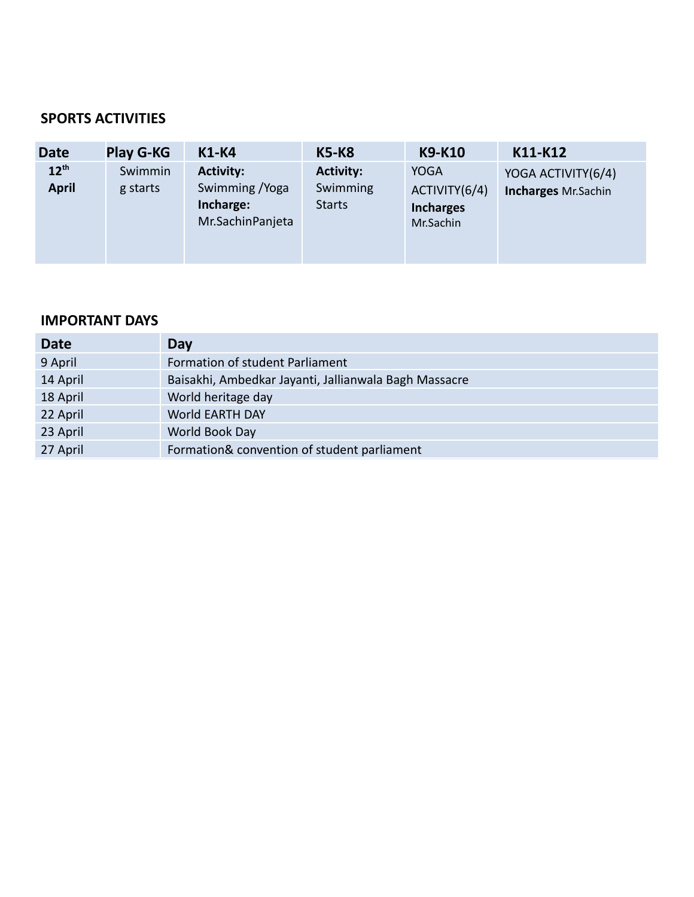## SPORTS ACTIVITIES

| Date | Play G-KG | K1-K4 | K5-K8 | K9-K10 | K11-K12 |
|---|---|---|---|---|---|
| **12th April** | Swimming starts | **Activity:** Swimming /Yoga **Incharge:** Mr.SachinPanjeta | **Activity:** Swimming Starts | YOGA ACTIVITY(6/4) **Incharges** Mr.Sachin | YOGA ACTIVITY(6/4) **Incharges** Mr.Sachin |

## IMPORTANT DAYS

| Date | Day |
|---|---|
| 9 April | Formation of student Parliament |
| 14 April | Baisakhi, Ambedkar Jayanti, Jallianwala Bagh Massacre |
| 18 April | World heritage day |
| 22 April | World EARTH DAY |
| 23 April | World Book Day |
| 27 April | Formation& convention of student parliament |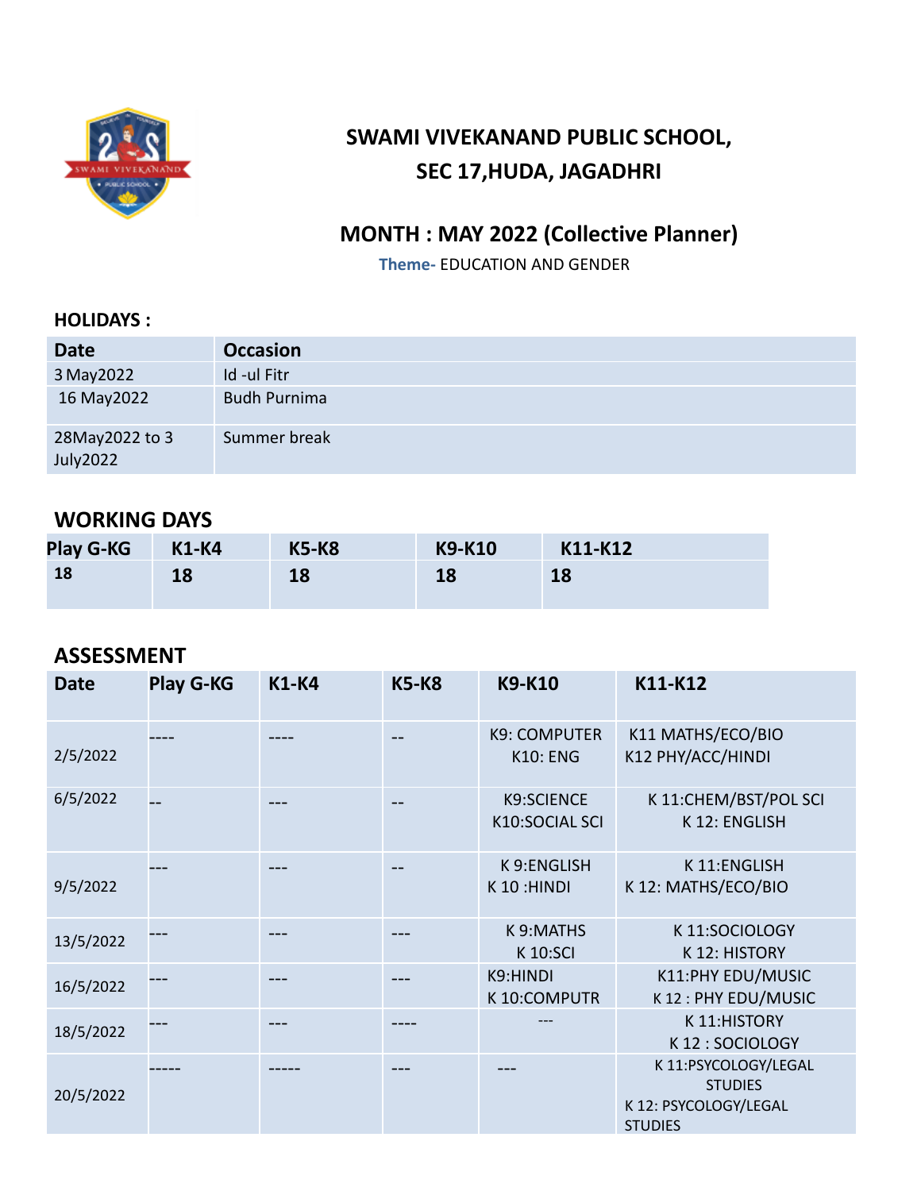# SWAMI VIVEKANAND PUBLIC SCHOOL, SEC 17,HUDA, JAGADHRI

## MONTH : MAY 2022 (Collective Planner)

**Theme-** EDUCATION AND GENDER

### HOLIDAYS :

| Date | Occasion |
|---|---|
| 3 May2022 | Id -ul Fitr |
| 16 May2022 | Budh Purnima |
| 28May2022 to 3 July2022 | Summer break |

### WORKING DAYS

| Play G-KG | K1-K4 | K5-K8 | K9-K10 | K11-K12 |
|---|---|---|---|---|
| 18 | 18 | 18 | 18 | 18 |

### ASSESSMENT

| Date | Play G-KG | K1-K4 | K5-K8 | K9-K10 | K11-K12 |
|---|---|---|---|---|---|
| 2/5/2022 | ---- | ---- | -- | K9: COMPUTER<br>K10: ENG | K11 MATHS/ECO/BIO<br>K12 PHY/ACC/HINDI |
| 6/5/2022 | -- | --- | -- | K9:SCIENCE<br>K10:SOCIAL SCI | K 11:CHEM/BST/POL SCI<br>K 12: ENGLISH |
| 9/5/2022 | --- | --- | -- | K 9:ENGLISH<br>K 10 :HINDI | K 11:ENGLISH<br>K 12: MATHS/ECO/BIO |
| 13/5/2022 | --- | --- | --- | K 9:MATHS<br>K 10:SCI | K 11:SOCIOLOGY<br>K 12: HISTORY |
| 16/5/2022 | --- | --- | --- | K9:HINDI<br>K 10:COMPUTR | K11:PHY EDU/MUSIC<br>K 12 : PHY EDU/MUSIC |
| 18/5/2022 | --- | --- | ---- | --- | K 11:HISTORY<br>K 12 : SOCIOLOGY |
| 20/5/2022 | ----- | ----- | --- | --- | K 11:PSYCOLOGY/LEGAL STUDIES<br>K 12: PSYCOLOGY/LEGAL STUDIES |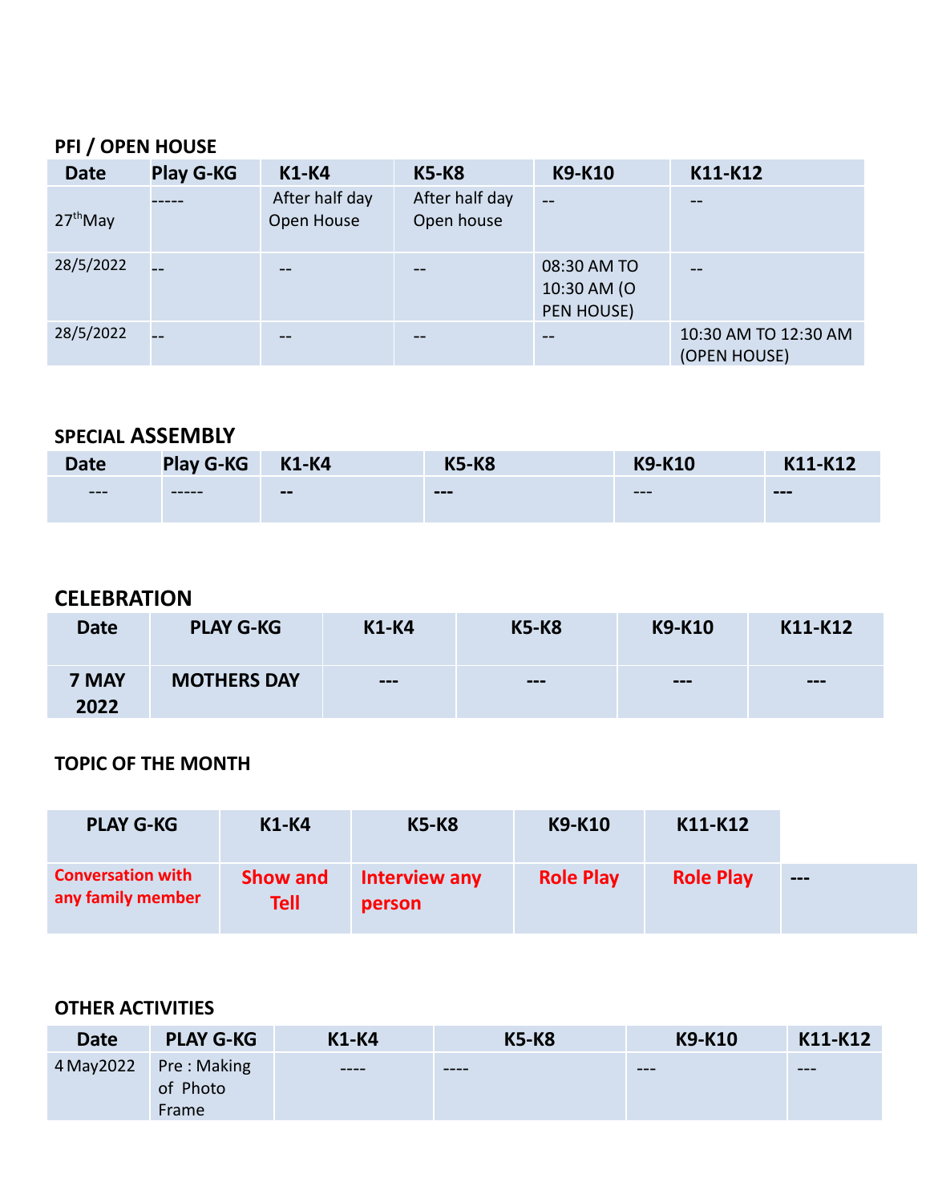## PFI / OPEN HOUSE

| Date | Play G-KG | K1-K4 | K5-K8 | K9-K10 | K11-K12 |
|---|---|---|---|---|---|
| 27thMay | ----- | After half day Open House | After half day Open house | -- | -- |
| 28/5/2022 | -- | -- | -- | 08:30 AM TO 10:30 AM (O PEN HOUSE) | -- |
| 28/5/2022 | -- | -- | -- | -- | 10:30 AM TO 12:30 AM (OPEN HOUSE) |

## SPECIAL ASSEMBLY

| Date | Play G-KG | K1-K4 | K5-K8 | K9-K10 | K11-K12 |
|---|---|---|---|---|---|
| --- | ----- | -- | --- | --- | --- |

## CELEBRATION

| Date | PLAY G-KG | K1-K4 | K5-K8 | K9-K10 | K11-K12 |
|---|---|---|---|---|---|
| 7 MAY 2022 | MOTHERS DAY | --- | --- | --- | --- |

## TOPIC OF THE MONTH

| PLAY G-KG | K1-K4 | K5-K8 | K9-K10 | K11-K12 | |
|---|---|---|---|---|---|
| Conversation with any family member | Show and Tell | Interview any person | Role Play | Role Play | --- |

## OTHER ACTIVITIES

| Date | PLAY G-KG | K1-K4 | K5-K8 | K9-K10 | K11-K12 |
|---|---|---|---|---|---|
| 4 May2022 | Pre : Making of Photo Frame | ---- | ---- | --- | --- |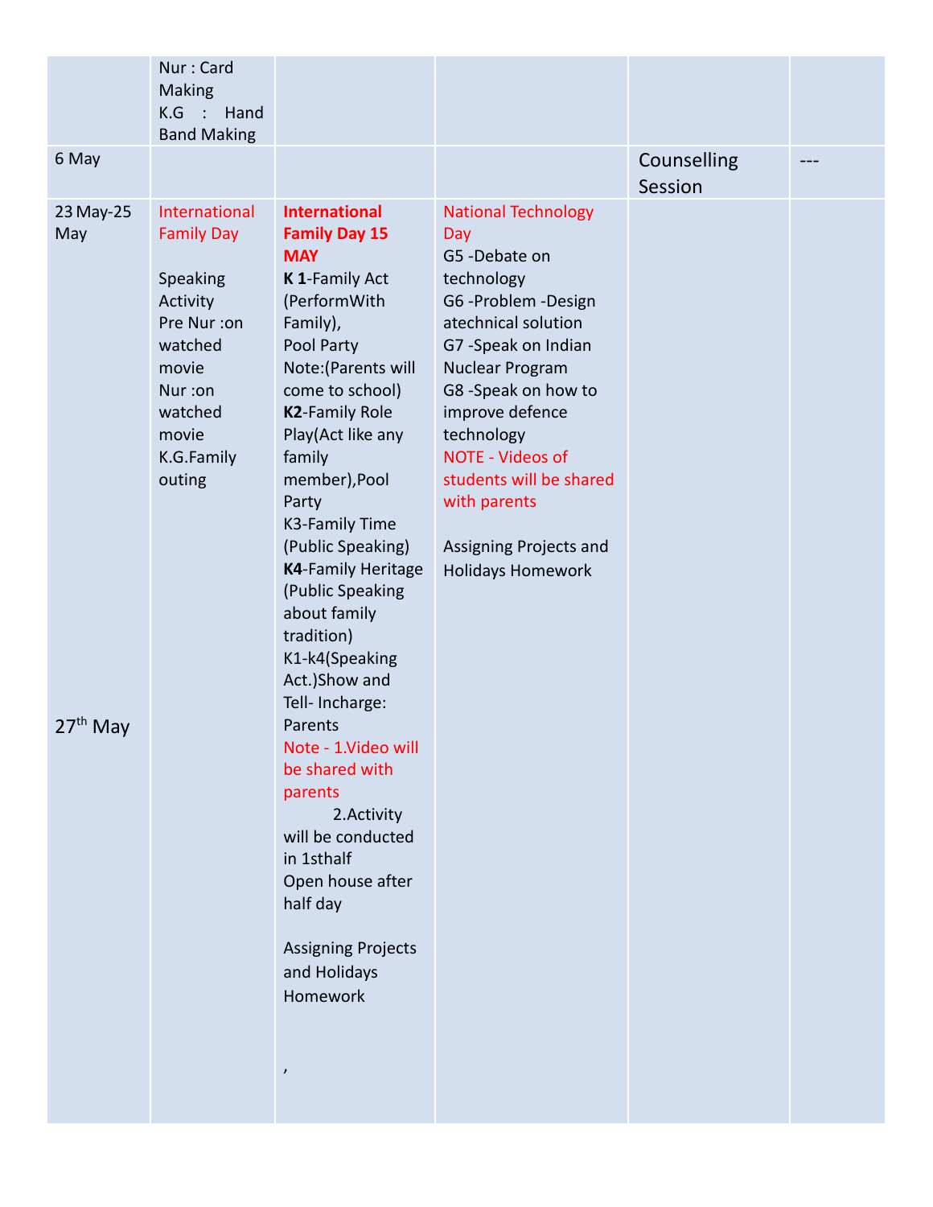|  |  |  |  |  |  |
|---|---|---|---|---|---|
|  | Nur : Card Making<br>K.G : Hand Band Making |  |  |  |  |
| 6 May |  |  |  | Counselling Session | --- |
| 23 May-25 May<br><br>27th May | International Family Day<br><br>Speaking Activity<br>Pre Nur :on watched movie<br>Nur :on watched movie<br>K.G.Family outing | **International Family Day 15 MAY**<br>**K 1**-Family Act (PerformWith Family),<br>Pool Party<br>Note:(Parents will come to school)<br>**K2**-Family Role Play(Act like any family member),Pool Party<br>K3-Family Time (Public Speaking)<br>**K4**-Family Heritage (Public Speaking about family tradition)<br>K1-k4(Speaking Act.)Show and Tell- Incharge: Parents<br>Note - 1.Video will be shared with parents<br>2.Activity will be conducted in 1sthalf<br>Open house after half day<br><br>Assigning Projects and Holidays Homework<br><br>, | National Technology Day<br>G5 -Debate on technology<br>G6 -Problem -Design atechnical solution<br>G7 -Speak on Indian Nuclear Program<br>G8 -Speak on how to improve defence technology<br>NOTE - Videos of students will be shared with parents<br><br>Assigning Projects and Holidays Homework |  |  |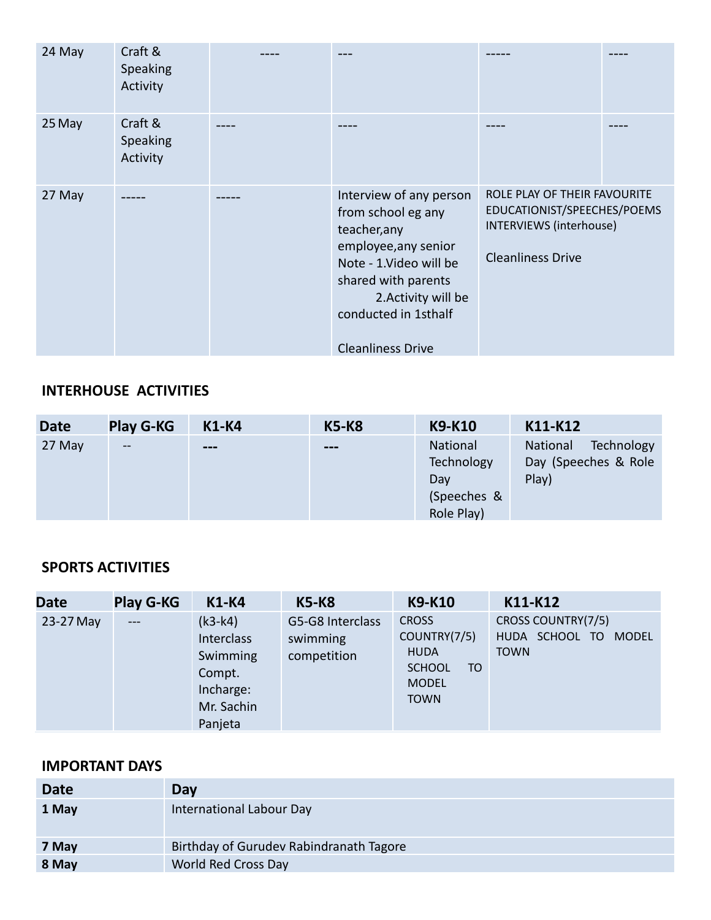| | | | | | |
|---|---|---|---|---|---|
| 24 May | Craft & Speaking Activity | ---- | --- | ----- | ---- |
| 25 May | Craft & Speaking Activity | ---- | ---- | ---- | ---- |
| 27 May | ----- | ----- | Interview of any person from school eg any teacher,any employee,any senior Note - 1.Video will be shared with parents 2.Activity will be conducted in 1sthalf<br><br>Cleanliness Drive | ROLE PLAY OF THEIR FAVOURITE EDUCATIONIST/SPEECHES/POEMS INTERVIEWS (interhouse)<br><br>Cleanliness Drive | |

## INTERHOUSE ACTIVITIES

| Date | Play G-KG | K1-K4 | K5-K8 | K9-K10 | K11-K12 |
|---|---|---|---|---|---|
| 27 May | -- | --- | --- | National Technology Day (Speeches & Role Play) | National Technology Day (Speeches & Role Play) |

## SPORTS ACTIVITIES

| Date | Play G-KG | K1-K4 | K5-K8 | K9-K10 | K11-K12 |
|---|---|---|---|---|---|
| 23-27 May | --- | (k3-k4) Interclass Swimming Compt. Incharge: Mr. Sachin Panjeta | G5-G8 Interclass swimming competition | CROSS COUNTRY(7/5) HUDA SCHOOL TO MODEL TOWN | CROSS COUNTRY(7/5) HUDA SCHOOL TO MODEL TOWN |

## IMPORTANT DAYS

| Date | Day |
|---|---|
| **1 May** | International Labour Day |
| **7 May** | Birthday of Gurudev Rabindranath Tagore |
| **8 May** | World Red Cross Day |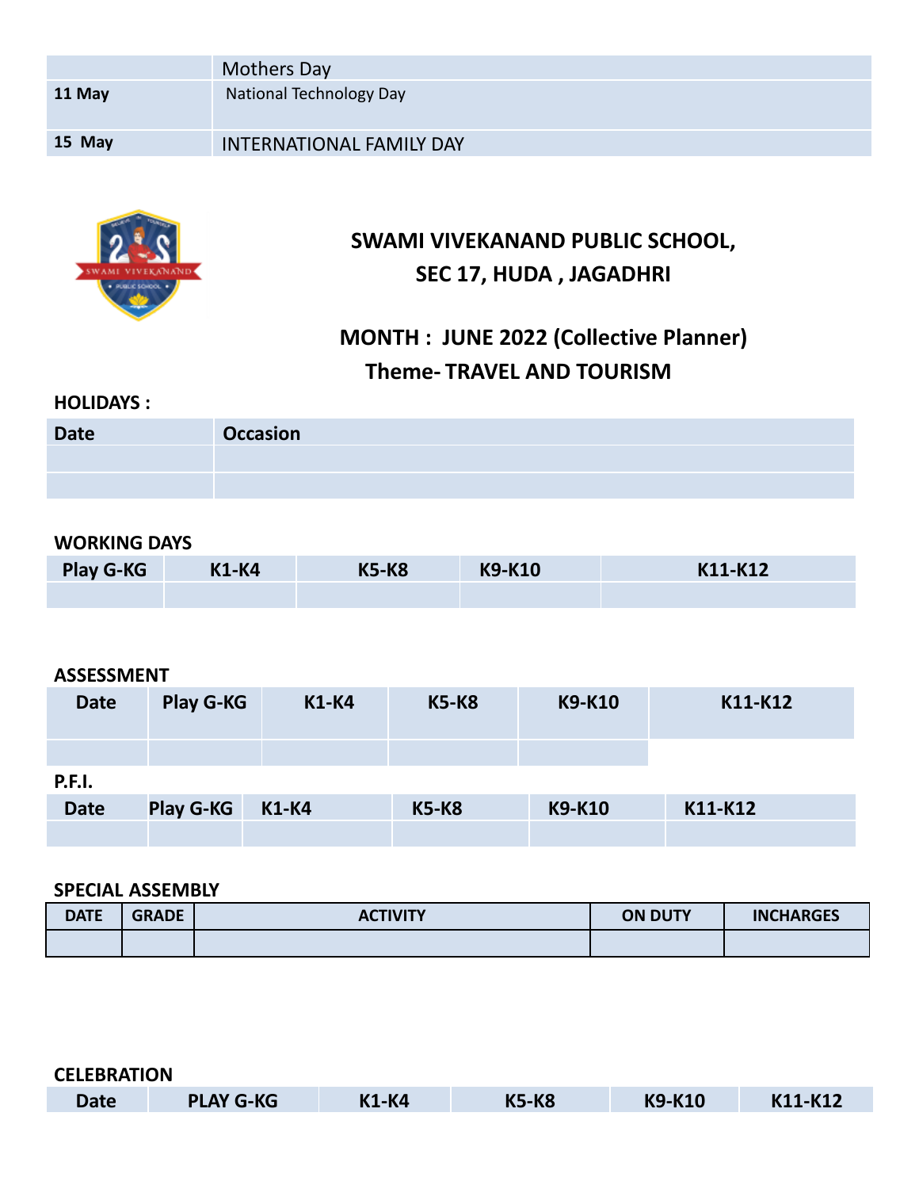| | Mothers Day |
|---|---|
| 11 May | National Technology Day |
| 15 May | INTERNATIONAL FAMILY DAY |

## SWAMI VIVEKANAND PUBLIC SCHOOL, SEC 17, HUDA , JAGADHRI

## MONTH : JUNE 2022 (Collective Planner)

## Theme- TRAVEL AND TOURISM

**HOLIDAYS :**

| Date | Occasion |
|---|---|
| | |
| | |

**WORKING DAYS**

| Play G-KG | K1-K4 | K5-K8 | K9-K10 | K11-K12 |
|---|---|---|---|---|
| | | | | |

**ASSESSMENT**

| Date | Play G-KG | K1-K4 | K5-K8 | K9-K10 | K11-K12 |
|---|---|---|---|---|---|
| | | | | | |

**P.F.I.**

| Date | Play G-KG | K1-K4 | K5-K8 | K9-K10 | K11-K12 |
|---|---|---|---|---|---|
| | | | | | |

**SPECIAL ASSEMBLY**

| DATE | GRADE | ACTIVITY | ON DUTY | INCHARGES |
|---|---|---|---|---|
| | | | | |

**CELEBRATION**

| Date | PLAY G-KG | K1-K4 | K5-K8 | K9-K10 | K11-K12 |
|---|---|---|---|---|---|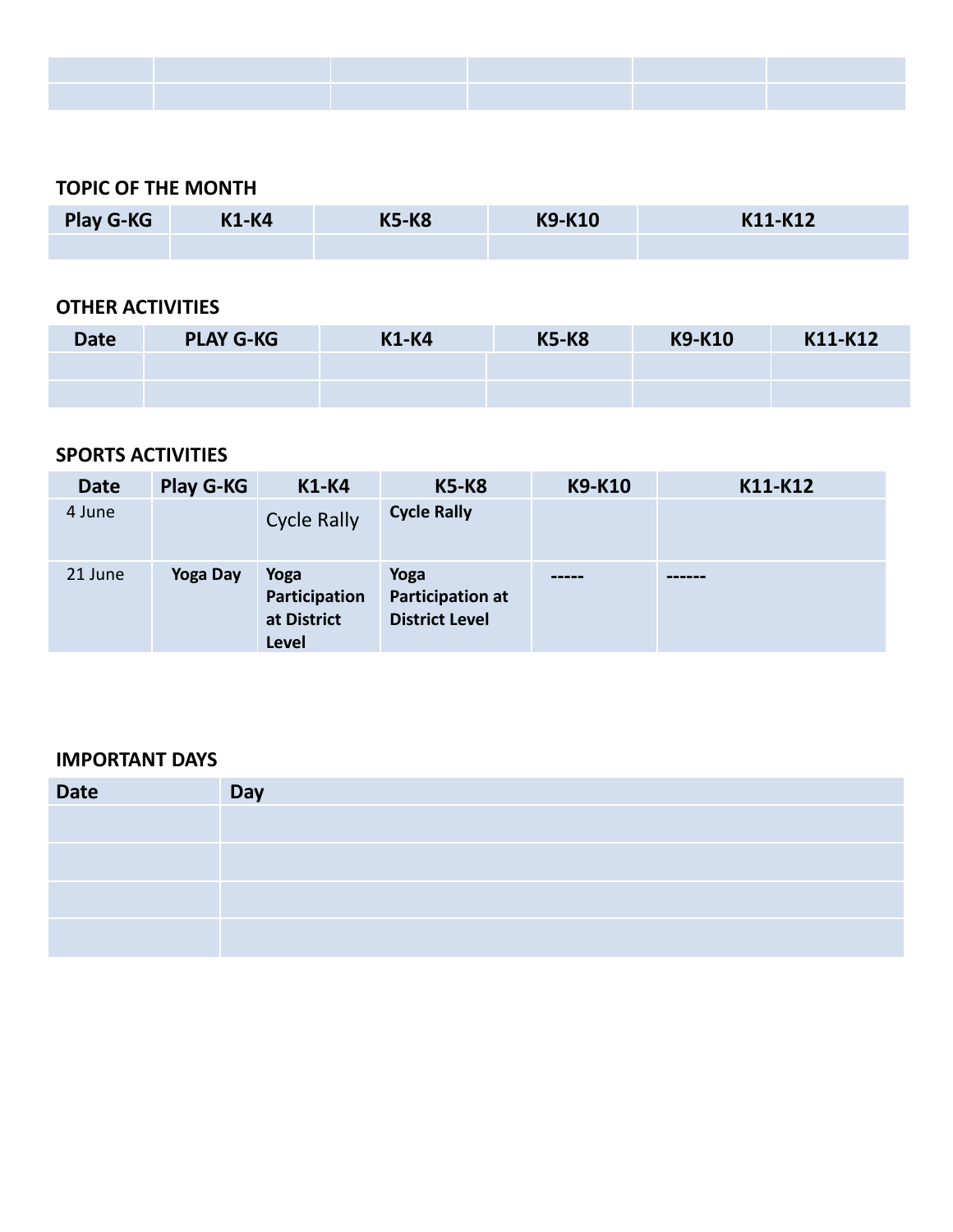| | | | | | |
|---|---|---|---|---|---|
| | | | | | |
| | | | | | |

**TOPIC OF THE MONTH**

| Play G-KG | K1-K4 | K5-K8 | K9-K10 | K11-K12 |
|---|---|---|---|---|
| | | | | |

**OTHER ACTIVITIES**

| Date | PLAY G-KG | K1-K4 | K5-K8 | K9-K10 | K11-K12 |
|---|---|---|---|---|---|
| | | | | | |
| | | | | | |

**SPORTS ACTIVITIES**

| Date | Play G-KG | K1-K4 | K5-K8 | K9-K10 | K11-K12 |
|---|---|---|---|---|---|
| 4 June | | Cycle Rally | **Cycle Rally** | | |
| 21 June | **Yoga Day** | **Yoga Participation at District Level** | **Yoga Participation at District Level** | **-----** | **------** |

**IMPORTANT DAYS**

| Date | Day |
|---|---|
| | |
| | |
| | |
| | |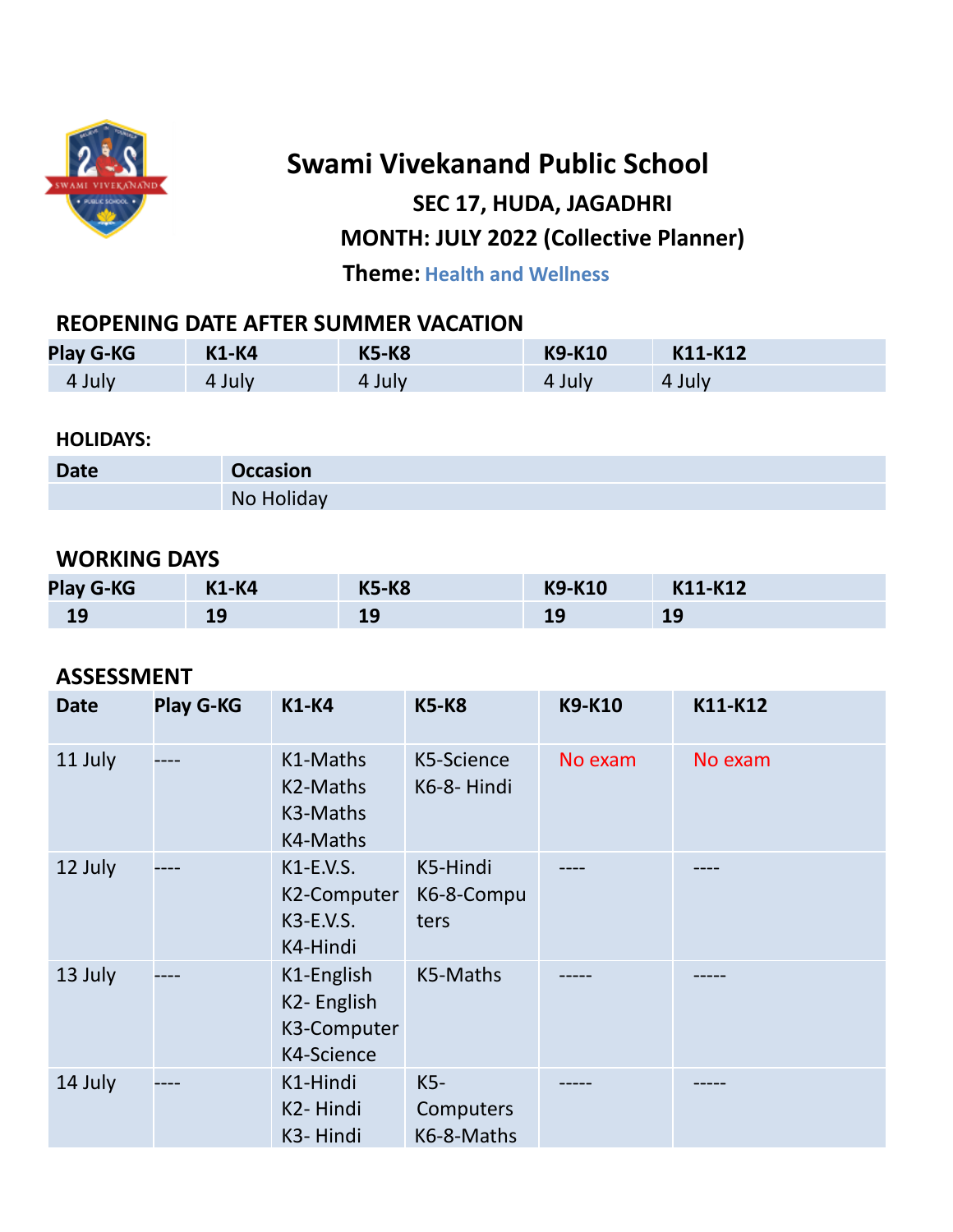# Swami Vivekanand Public School

### SEC 17, HUDA, JAGADHRI

### MONTH: JULY 2022 (Collective Planner)

**Theme:** Health and Wellness

## REOPENING DATE AFTER SUMMER VACATION

| Play G-KG | K1-K4 | K5-K8 | K9-K10 | K11-K12 |
|---|---|---|---|---|
| 4 July | 4 July | 4 July | 4 July | 4 July |

## HOLIDAYS:

| Date | Occasion |
|---|---|
| | No Holiday |

## WORKING DAYS

| Play G-KG | K1-K4 | K5-K8 | K9-K10 | K11-K12 |
|---|---|---|---|---|
| 19 | 19 | 19 | 19 | 19 |

## ASSESSMENT

| Date | Play G-KG | K1-K4 | K5-K8 | K9-K10 | K11-K12 |
|---|---|---|---|---|---|
| 11 July | ---- | K1-Maths<br>K2-Maths<br>K3-Maths<br>K4-Maths | K5-Science<br>K6-8- Hindi | No exam | No exam |
| 12 July | ---- | K1-E.V.S.<br>K2-Computer<br>K3-E.V.S.<br>K4-Hindi | K5-Hindi<br>K6-8-Computers | ---- | ---- |
| 13 July | ---- | K1-English<br>K2- English<br>K3-Computer<br>K4-Science | K5-Maths | ----- | ----- |
| 14 July | ---- | K1-Hindi<br>K2- Hindi<br>K3- Hindi | K5-Computers<br>K6-8-Maths | ----- | ----- |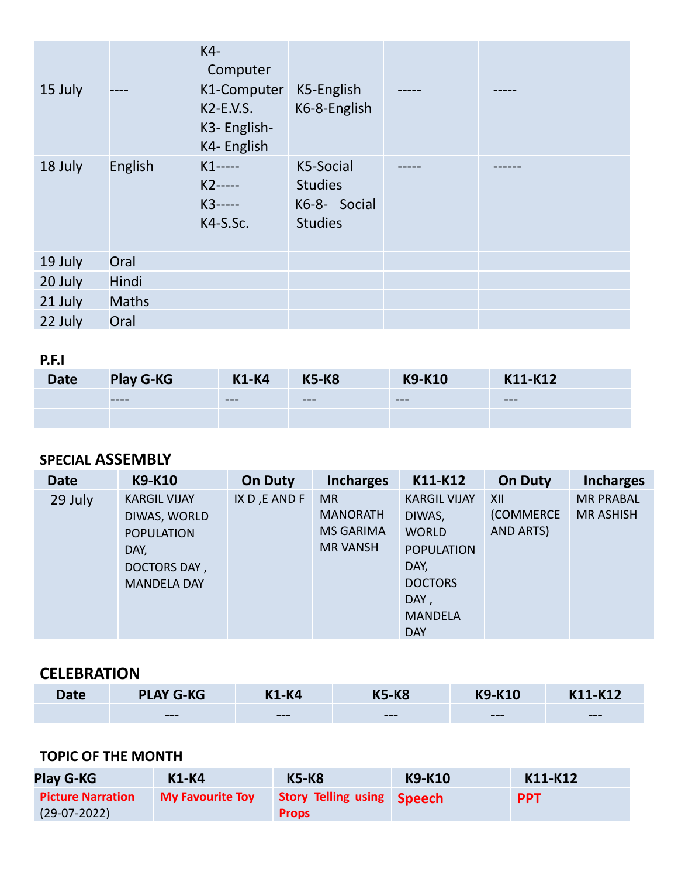| | | | | | |
|---|---|---|---|---|---|
| | | K4- Computer | | | |
| 15 July | ---- | K1-Computer<br>K2-E.V.S.<br>K3- English-<br>K4- English | K5-English<br>K6-8-English | ----- | ----- |
| 18 July | English | K1-----<br>K2-----<br>K3-----<br>K4-S.Sc. | K5-Social Studies<br>K6-8- Social Studies | ----- | ------ |
| 19 July | Oral | | | | |
| 20 July | Hindi | | | | |
| 21 July | Maths | | | | |
| 22 July | Oral | | | | |

**P.F.I**

| Date | Play G-KG | K1-K4 | K5-K8 | K9-K10 | K11-K12 |
|---|---|---|---|---|---|
| | ---- | --- | --- | --- | --- |
| | | | | | |

## SPECIAL ASSEMBLY

| Date | K9-K10 | On Duty | Incharges | K11-K12 | On Duty | Incharges |
|---|---|---|---|---|---|---|
| 29 July | KARGIL VIJAY DIWAS, WORLD POPULATION DAY, DOCTORS DAY , MANDELA DAY | IX D ,E AND F | MR MANORATH<br>MS GARIMA<br>MR VANSH | KARGIL VIJAY DIWAS, WORLD POPULATION DAY, DOCTORS DAY , MANDELA DAY | XII (COMMERCE AND ARTS) | MR PRABAL<br>MR ASHISH |

## CELEBRATION

| Date | PLAY G-KG | K1-K4 | K5-K8 | K9-K10 | K11-K12 |
|---|---|---|---|---|---|
| | --- | --- | --- | --- | --- |

## TOPIC OF THE MONTH

| Play G-KG | K1-K4 | K5-K8 | K9-K10 | K11-K12 |
|---|---|---|---|---|
| **Picture Narration** (29-07-2022) | **My Favourite Toy** | **Story Telling using Props** | **Speech** | **PPT** |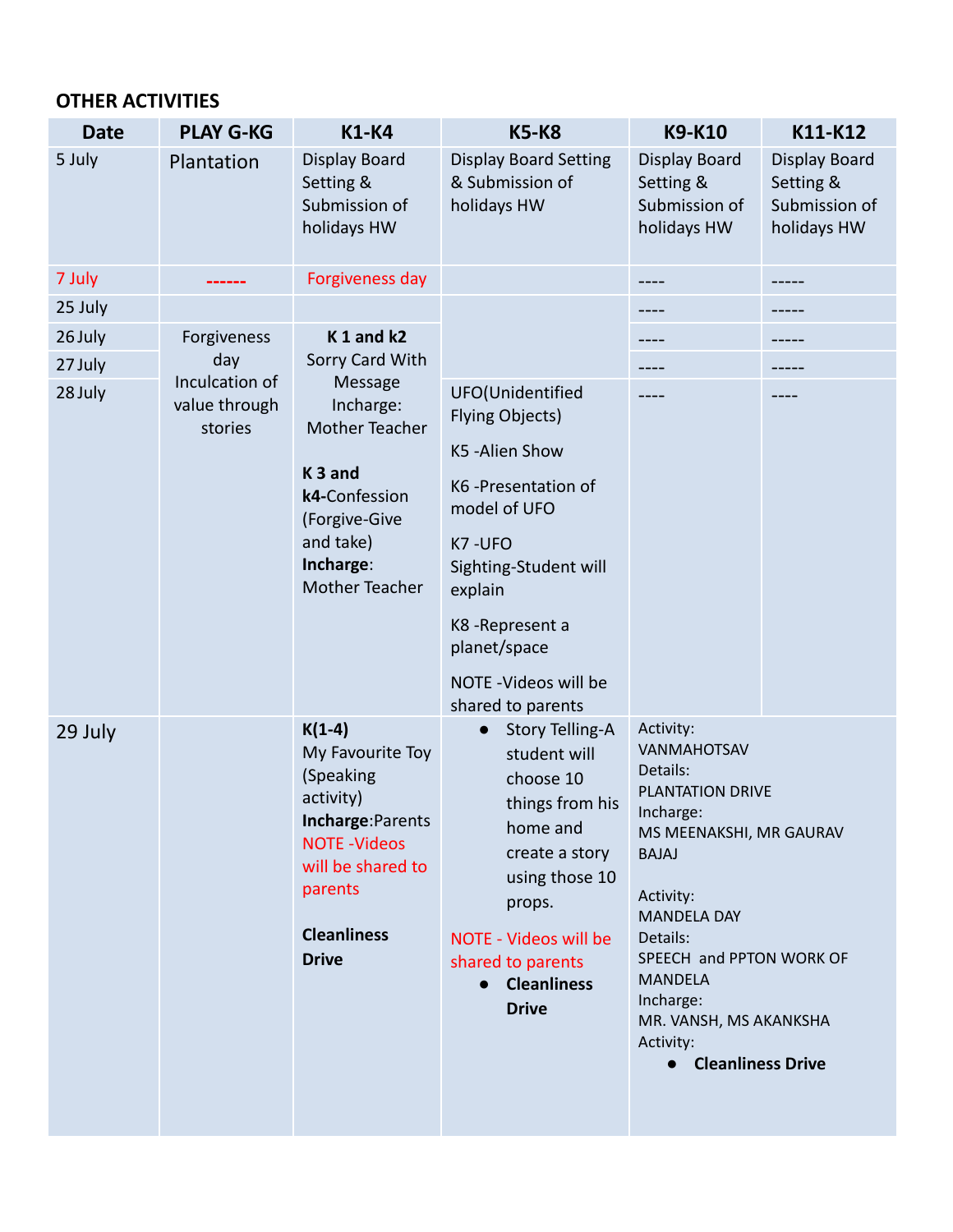**OTHER ACTIVITIES**

| Date | PLAY G-KG | K1-K4 | K5-K8 | K9-K10 | K11-K12 |
|---|---|---|---|---|---|
| 5 July | Plantation | Display Board Setting & Submission of holidays HW | Display Board Setting & Submission of holidays HW | Display Board Setting & Submission of holidays HW | Display Board Setting & Submission of holidays HW |
| 7 July | ------ | Forgiveness day | | ---- | ----- |
| 25 July | | | | ---- | ----- |
| 26 July | Forgiveness day Inculcation of value through stories | **K 1 and k2** Sorry Card With Message Incharge: Mother Teacher<br><br>**K 3 and k4**-Confession (Forgive-Give and take) **Incharge**: Mother Teacher | | ---- | ----- |
| 27 July | | | | ---- | ----- |
| 28 July | | | UFO(Unidentified Flying Objects)<br><br>K5 -Alien Show<br><br>K6 -Presentation of model of UFO<br><br>K7 -UFO Sighting-Student will explain<br><br>K8 -Represent a planet/space<br><br>NOTE -Videos will be shared to parents | ---- | ---- |
| 29 July | | **K(1-4)** My Favourite Toy (Speaking activity) **Incharge**:Parents NOTE -Videos will be shared to parents<br><br>**Cleanliness Drive** | • Story Telling-A student will choose 10 things from his home and create a story using those 10 props.<br><br>NOTE - Videos will be shared to parents<br>• **Cleanliness Drive** | Activity: VANMAHOTSAV Details: PLANTATION DRIVE Incharge: MS MEENAKSHI, MR GAURAV BAJAJ<br><br>Activity: MANDELA DAY Details: SPEECH and PPTON WORK OF MANDELA Incharge: MR. VANSH, MS AKANKSHA Activity:<br>• **Cleanliness Drive** | |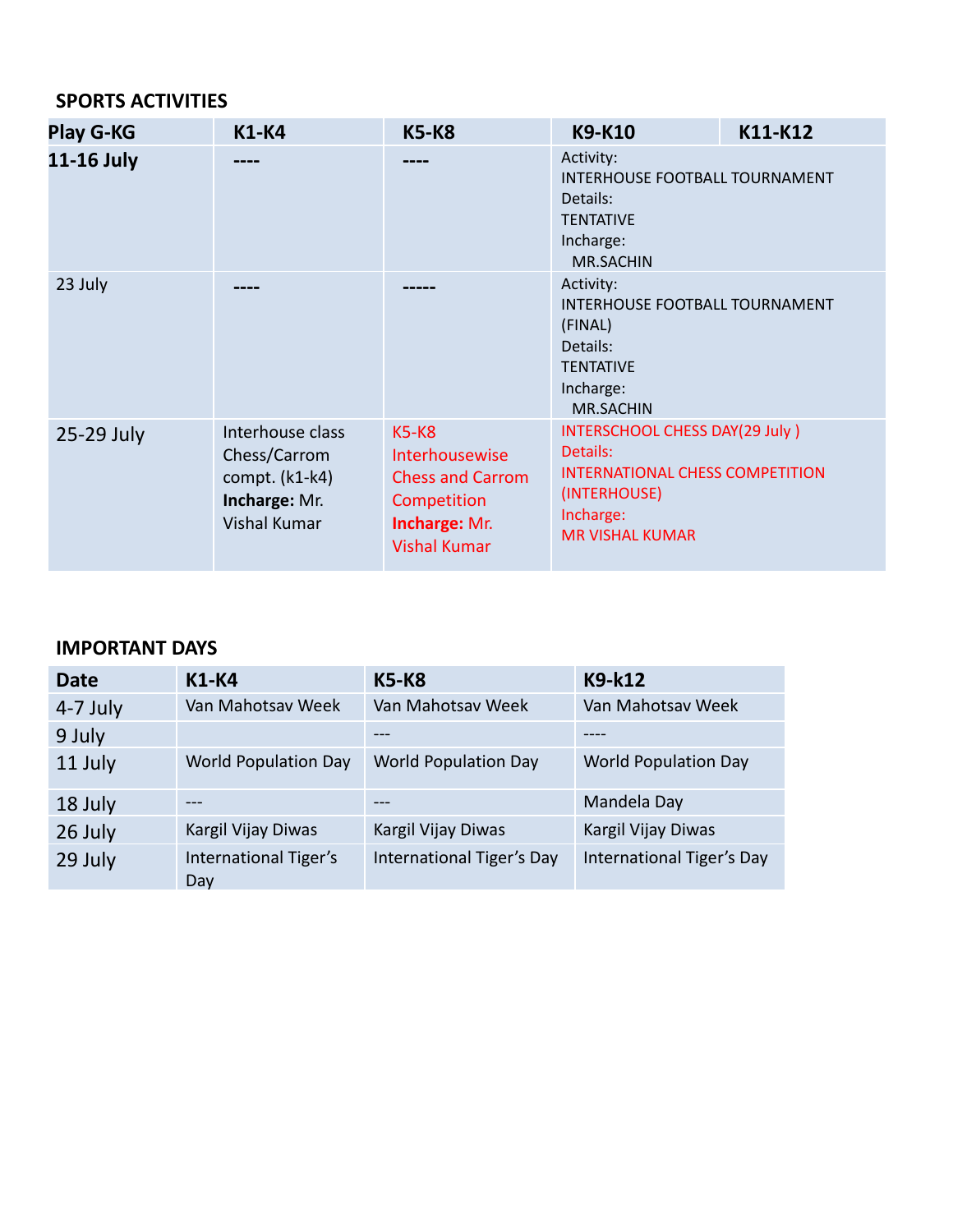**SPORTS ACTIVITIES**

| Play G-KG | K1-K4 | K5-K8 | K9-K10 | K11-K12 |
|---|---|---|---|---|
| **11-16 July** | ---- | ---- | Activity: INTERHOUSE FOOTBALL TOURNAMENT Details: TENTATIVE Incharge: MR.SACHIN | |
| 23 July | ---- | ----- | Activity: INTERHOUSE FOOTBALL TOURNAMENT (FINAL) Details: TENTATIVE Incharge: MR.SACHIN | |
| 25-29 July | Interhouse class Chess/Carrom compt. (k1-k4) **Incharge:** Mr. Vishal Kumar | K5-K8 Interhousewise Chess and Carrom Competition **Incharge:** Mr. Vishal Kumar | INTERSCHOOL CHESS DAY(29 July ) Details: INTERNATIONAL CHESS COMPETITION (INTERHOUSE) Incharge: MR VISHAL KUMAR | |

**IMPORTANT DAYS**

| Date | K1-K4 | K5-K8 | K9-k12 |
|---|---|---|---|
| 4-7 July | Van Mahotsav Week | Van Mahotsav Week | Van Mahotsav Week |
| 9 July | | --- | ---- |
| 11 July | World Population Day | World Population Day | World Population Day |
| 18 July | --- | --- | Mandela Day |
| 26 July | Kargil Vijay Diwas | Kargil Vijay Diwas | Kargil Vijay Diwas |
| 29 July | International Tiger's Day | International Tiger's Day | International Tiger's Day |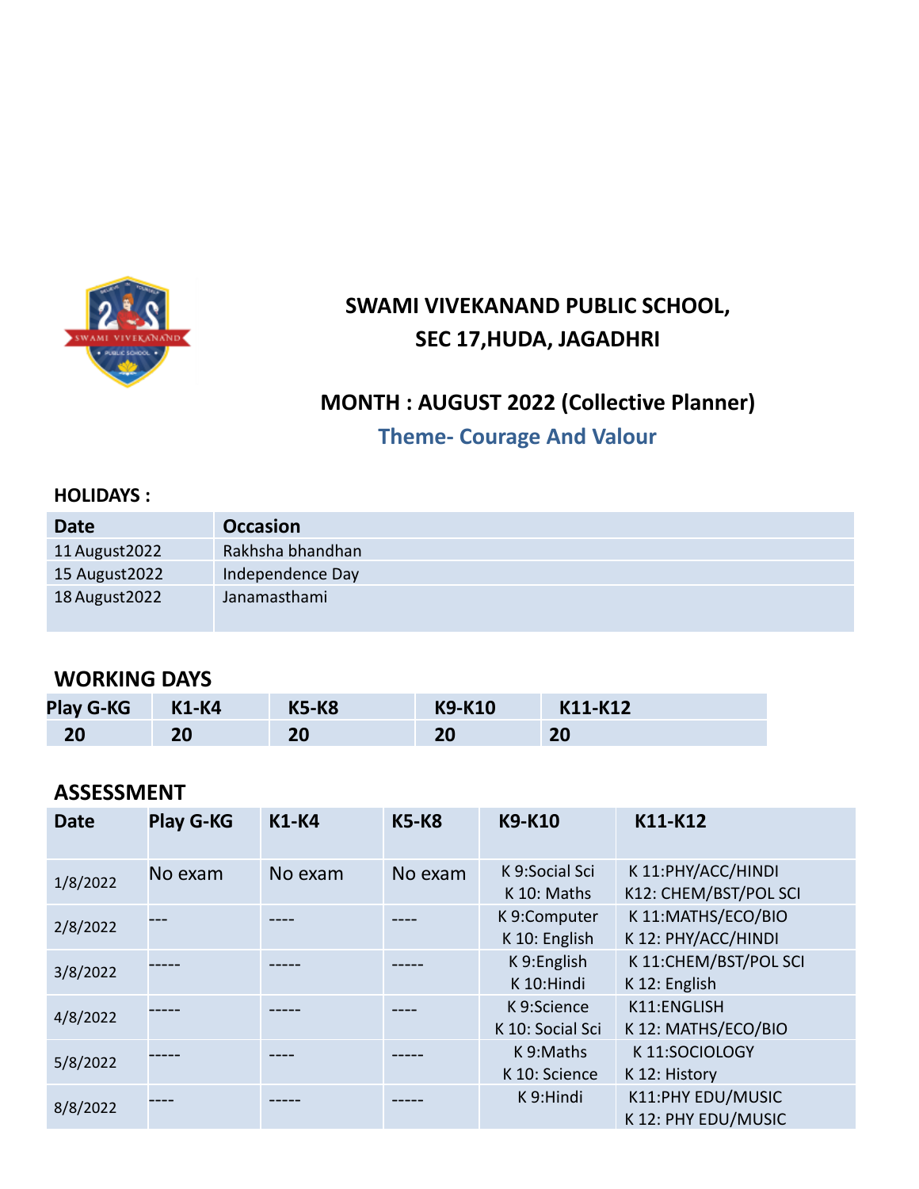# SWAMI VIVEKANAND PUBLIC SCHOOL,
# SEC 17,HUDA, JAGADHRI

## MONTH : AUGUST 2022 (Collective Planner)

### Theme- Courage And Valour

**HOLIDAYS :**

| Date | Occasion |
|---|---|
| 11 August2022 | Rakhsha bhandhan |
| 15 August2022 | Independence Day |
| 18 August2022 | Janamasthami |

## WORKING DAYS

| Play G-KG | K1-K4 | K5-K8 | K9-K10 | K11-K12 |
|---|---|---|---|---|
| 20 | 20 | 20 | 20 | 20 |

## ASSESSMENT

| Date | Play G-KG | K1-K4 | K5-K8 | K9-K10 | K11-K12 |
|---|---|---|---|---|---|
| 1/8/2022 | No exam | No exam | No exam | K 9:Social Sci<br>K 10: Maths | K 11:PHY/ACC/HINDI<br>K12: CHEM/BST/POL SCI |
| 2/8/2022 | --- | ---- | ---- | K 9:Computer<br>K 10: English | K 11:MATHS/ECO/BIO<br>K 12: PHY/ACC/HINDI |
| 3/8/2022 | ----- | ----- | ----- | K 9:English<br>K 10:Hindi | K 11:CHEM/BST/POL SCI<br>K 12: English |
| 4/8/2022 | ----- | ----- | ---- | K 9:Science<br>K 10: Social Sci | K11:ENGLISH<br>K 12: MATHS/ECO/BIO |
| 5/8/2022 | ----- | ---- | ----- | K 9:Maths<br>K 10: Science | K 11:SOCIOLOGY<br>K 12: History |
| 8/8/2022 | ---- | ----- | ----- | K 9:Hindi | K11:PHY EDU/MUSIC<br>K 12: PHY EDU/MUSIC |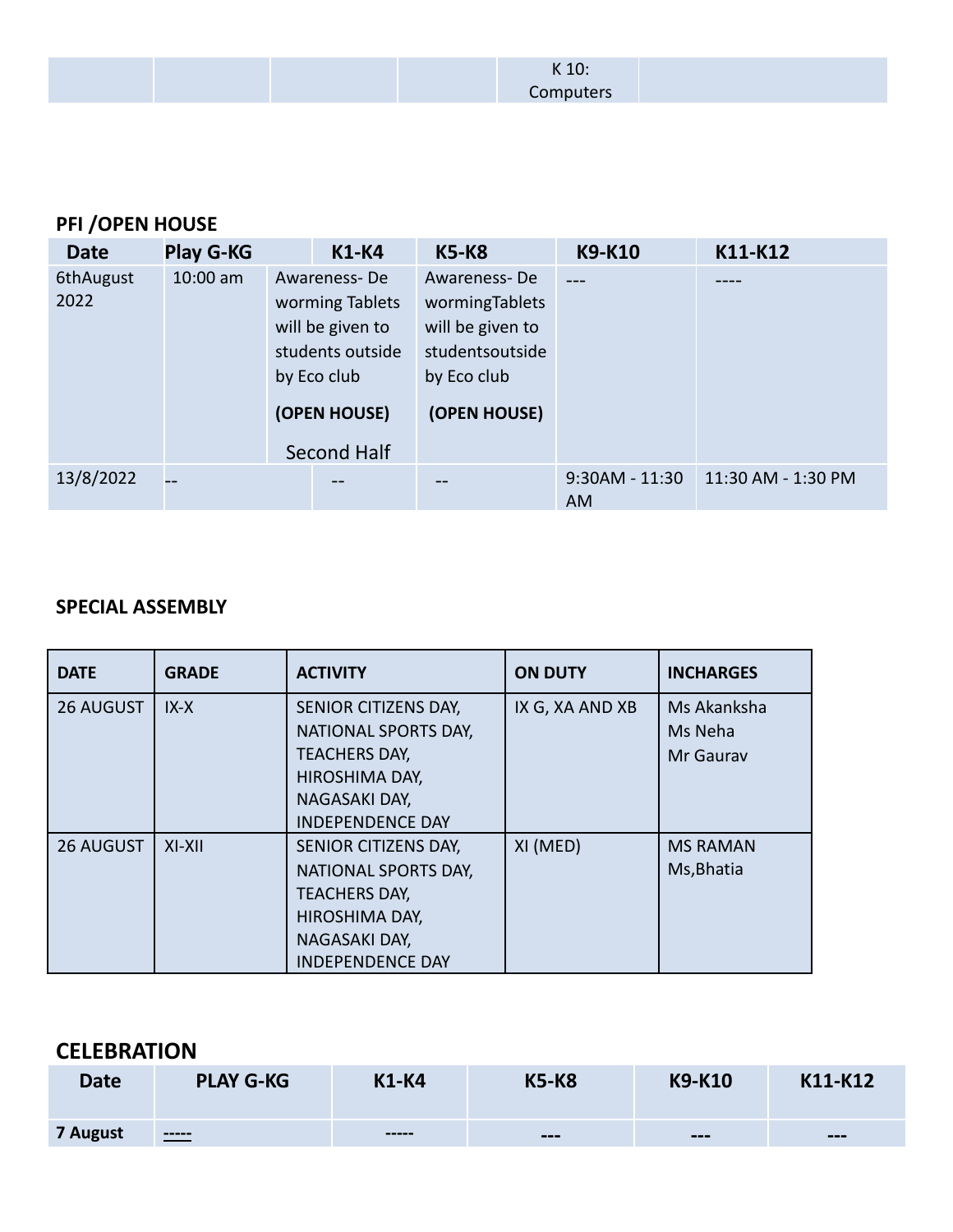| | | | | K 10: Computers | |
|---|---|---|---|---|---|

**PFI /OPEN HOUSE**

| Date | Play G-KG | K1-K4 | K5-K8 | K9-K10 | K11-K12 |
|---|---|---|---|---|---|
| 6thAugust 2022 | 10:00 am | Awareness- De worming Tablets will be given to students outside by Eco club **(OPEN HOUSE)** Second Half | Awareness- De wormingTablets will be given to studentsoutside by Eco club **(OPEN HOUSE)** | --- | ---- |
| 13/8/2022 | -- | -- | -- | 9:30AM - 11:30 AM | 11:30 AM - 1:30 PM |

**SPECIAL ASSEMBLY**

| DATE | GRADE | ACTIVITY | ON DUTY | INCHARGES |
|---|---|---|---|---|
| 26 AUGUST | IX-X | SENIOR CITIZENS DAY, NATIONAL SPORTS DAY, TEACHERS DAY, HIROSHIMA DAY, NAGASAKI DAY, INDEPENDENCE DAY | IX G, XA AND XB | Ms Akanksha Ms Neha Mr Gaurav |
| 26 AUGUST | XI-XII | SENIOR CITIZENS DAY, NATIONAL SPORTS DAY, TEACHERS DAY, HIROSHIMA DAY, NAGASAKI DAY, INDEPENDENCE DAY | XI (MED) | MS RAMAN Ms,Bhatia |

## CELEBRATION

| Date | PLAY G-KG | K1-K4 | K5-K8 | K9-K10 | K11-K12 |
|---|---|---|---|---|---|
| **7 August** | ----- | ----- | --- | --- | --- |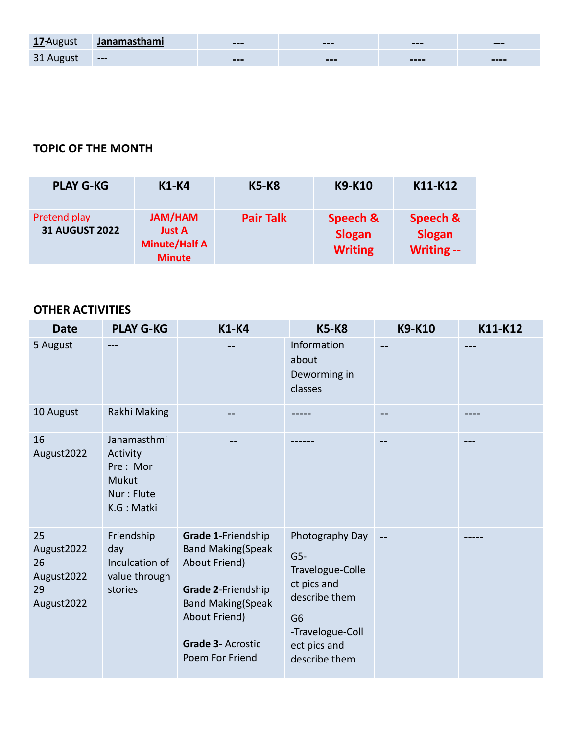| 17-August | **Janamasthami** | --- | --- | --- | --- |
|---|---|---|---|---|---|
| 31 August | --- | --- | --- | ---- | ---- |

**TOPIC OF THE MONTH**

| PLAY G-KG | K1-K4 | K5-K8 | K9-K10 | K11-K12 |
|---|---|---|---|---|
| Pretend play **31 AUGUST 2022** | **JAM/HAM Just A Minute/Half A Minute** | **Pair Talk** | **Speech & Slogan Writing** | **Speech & Slogan Writing --** |

**OTHER ACTIVITIES**

| Date | PLAY G-KG | K1-K4 | K5-K8 | K9-K10 | K11-K12 |
|---|---|---|---|---|---|
| 5 August | --- | -- | Information about Deworming in classes | -- | --- |
| 10 August | Rakhi Making | -- | ----- | -- | ---- |
| 16 August2022 | Janamasthmi Activity Pre : Mor Mukut Nur : Flute K.G : Matki | -- | ------ | -- | --- |
| 25 August2022 26 August2022 29 August2022 | Friendship day Inculcation of value through stories | **Grade 1**-Friendship Band Making(Speak About Friend) **Grade 2**-Friendship Band Making(Speak About Friend) **Grade 3**- Acrostic Poem For Friend | Photography Day G5-Travelogue-Collect pics and describe them G6 -Travelogue-Collect pics and describe them | -- | ----- |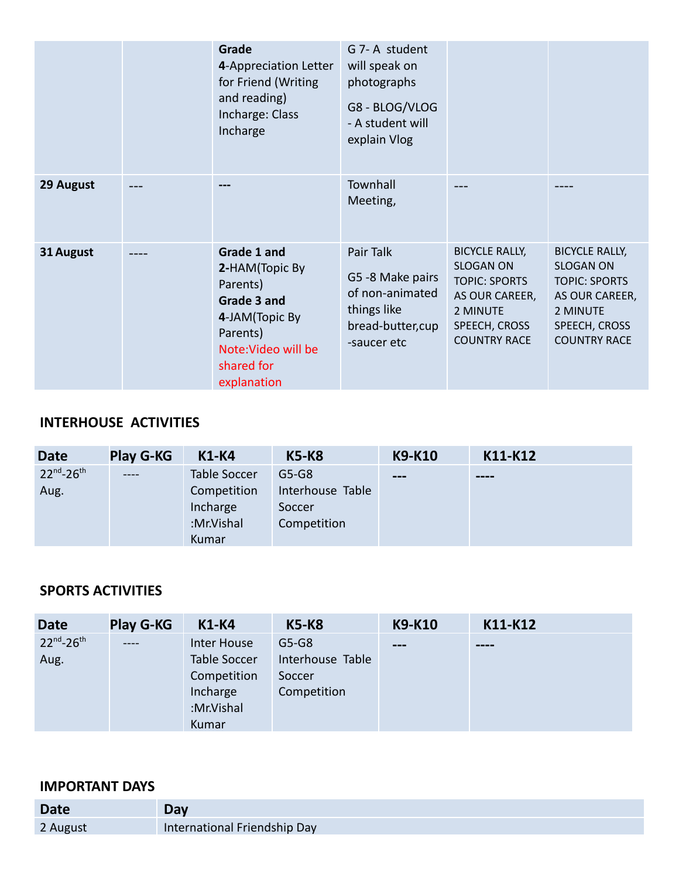| | | | | | |
|---|---|---|---|---|---|
| | | **Grade 4**-Appreciation Letter for Friend (Writing and reading) Incharge: Class Incharge | G 7- A student will speak on photographs<br>G8 - BLOG/VLOG - A student will explain Vlog | | |
| **29 August** | --- | --- | Townhall Meeting, | --- | ---- |
| **31 August** | ---- | **Grade 1 and 2**-HAM(Topic By Parents)<br>**Grade 3 and 4**-JAM(Topic By Parents)<br>Note:Video will be shared for explanation | Pair Talk<br>G5 -8 Make pairs of non-animated things like bread-butter,cup -saucer etc | BICYCLE RALLY, SLOGAN ON TOPIC: SPORTS AS OUR CAREER, 2 MINUTE SPEECH, CROSS COUNTRY RACE | BICYCLE RALLY, SLOGAN ON TOPIC: SPORTS AS OUR CAREER, 2 MINUTE SPEECH, CROSS COUNTRY RACE |

## INTERHOUSE ACTIVITIES

| Date | Play G-KG | K1-K4 | K5-K8 | K9-K10 | K11-K12 |
|---|---|---|---|---|---|
| 22nd-26th Aug. | ---- | Table Soccer Competition Incharge :Mr.Vishal Kumar | G5-G8 Interhouse Table Soccer Competition | --- | ---- |

## SPORTS ACTIVITIES

| Date | Play G-KG | K1-K4 | K5-K8 | K9-K10 | K11-K12 |
|---|---|---|---|---|---|
| 22nd-26th Aug. | ---- | Inter House Table Soccer Competition Incharge :Mr.Vishal Kumar | G5-G8 Interhouse Table Soccer Competition | --- | ---- |

## IMPORTANT DAYS

| Date | Day |
|---|---|
| 2 August | International Friendship Day |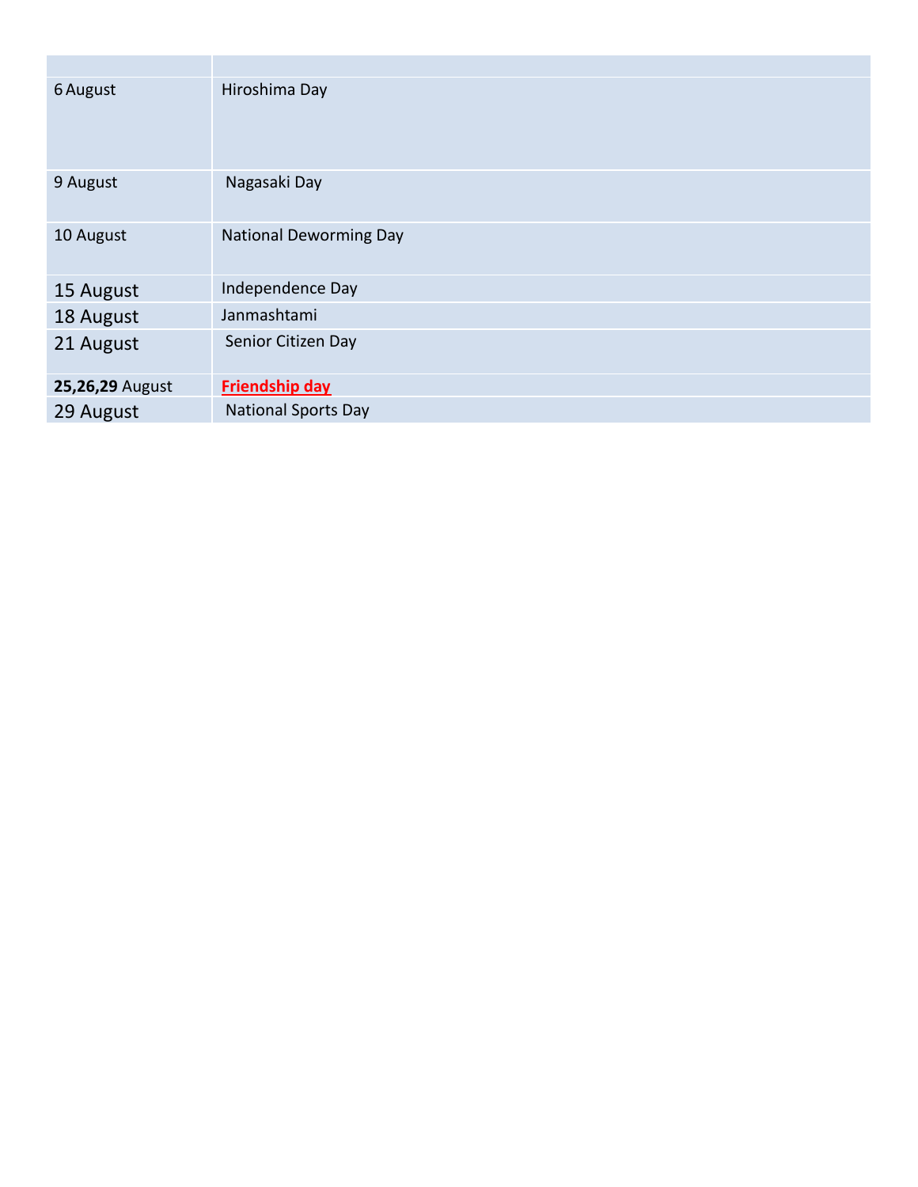| | |
|---|---|
| 6 August | Hiroshima Day |
| 9 August | Nagasaki Day |
| 10 August | National Deworming Day |
| 15 August | Independence Day |
| 18 August | Janmashtami |
| 21 August | Senior Citizen Day |
| **25,26,29** August | **Friendship day** |
| 29 August | National Sports Day |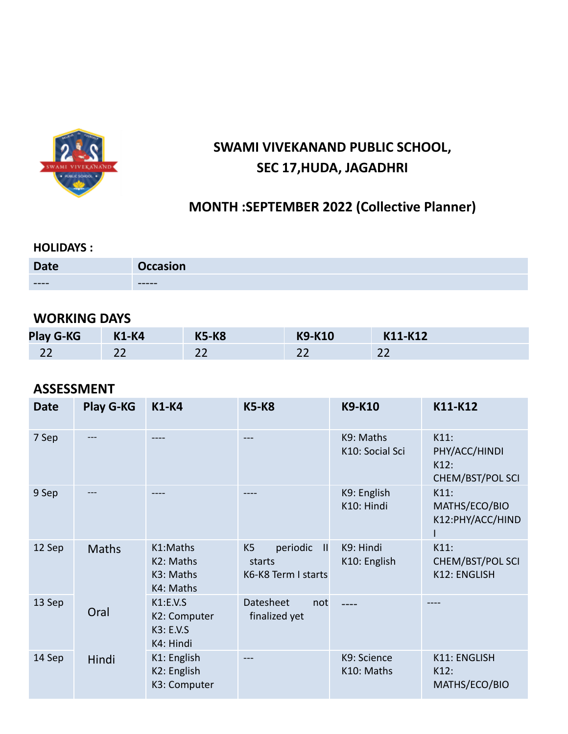# SWAMI VIVEKANAND PUBLIC SCHOOL, SEC 17,HUDA, JAGADHRI

## MONTH :SEPTEMBER 2022 (Collective Planner)

### HOLIDAYS :

| Date | Occasion |
|---|---|
| ---- | ----- |

### WORKING DAYS

| Play G-KG | K1-K4 | K5-K8 | K9-K10 | K11-K12 |
|---|---|---|---|---|
| 22 | 22 | 22 | 22 | 22 |

### ASSESSMENT

| Date | Play G-KG | K1-K4 | K5-K8 | K9-K10 | K11-K12 |
|---|---|---|---|---|---|
| 7 Sep | --- | ---- | --- | K9: Maths<br>K10: Social Sci | K11: PHY/ACC/HINDI<br>K12: CHEM/BST/POL SCI |
| 9 Sep | --- | ---- | ---- | K9: English<br>K10: Hindi | K11: MATHS/ECO/BIO<br>K12:PHY/ACC/HINDI |
| 12 Sep | Maths | K1:Maths<br>K2: Maths<br>K3: Maths<br>K4: Maths | K5 periodic II starts<br>K6-K8 Term I starts | K9: Hindi<br>K10: English | K11: CHEM/BST/POL SCI<br>K12: ENGLISH |
| 13 Sep | Oral | K1:E.V.S<br>K2: Computer<br>K3: E.V.S<br>K4: Hindi | Datesheet not finalized yet | ---- | ---- |
| 14 Sep | Hindi | K1: English<br>K2: English<br>K3: Computer | --- | K9: Science<br>K10: Maths | K11: ENGLISH<br>K12: MATHS/ECO/BIO |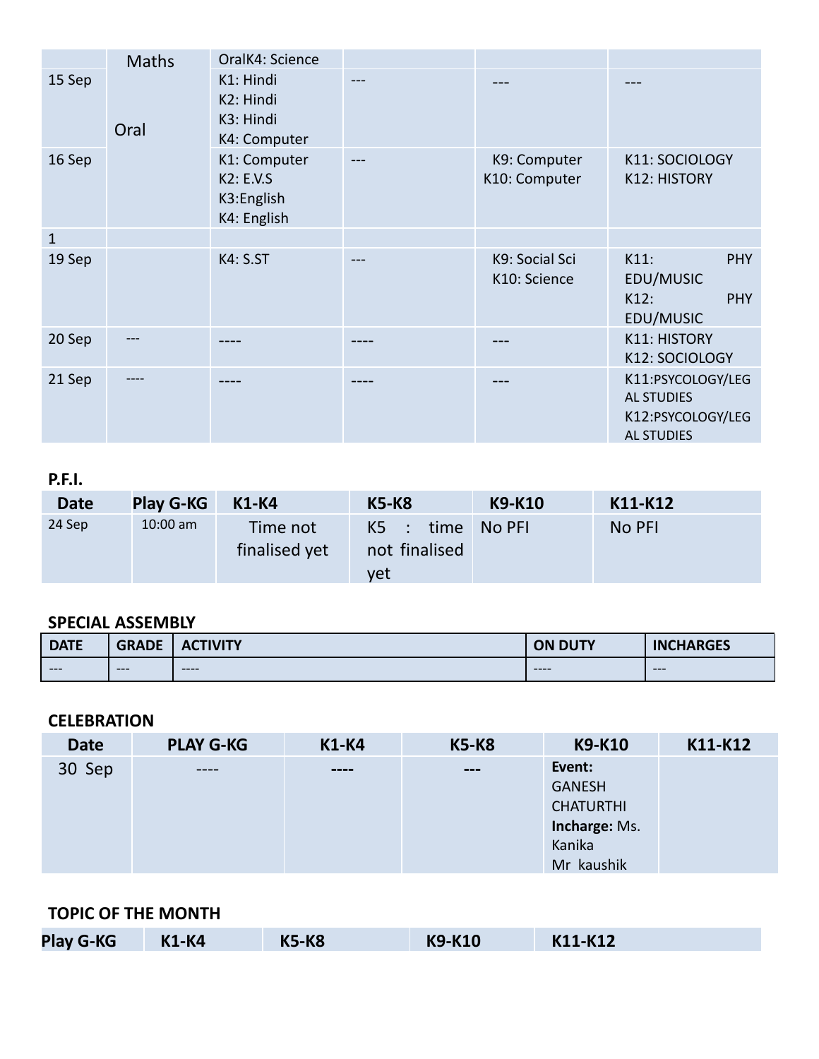| | Maths | OralK4: Science | | | |
|---|---|---|---|---|---|
| 15 Sep | Oral | K1: Hindi<br>K2: Hindi<br>K3: Hindi<br>K4: Computer | --- | --- | --- |
| 16 Sep | | K1: Computer<br>K2: E.V.S<br>K3:English<br>K4: English | --- | K9: Computer<br>K10: Computer | K11: SOCIOLOGY<br>K12: HISTORY |
| 1 | | | | | |
| 19 Sep | | K4: S.ST | --- | K9: Social Sci<br>K10: Science | K11: PHY EDU/MUSIC<br>K12: PHY EDU/MUSIC |
| 20 Sep | --- | ---- | ---- | --- | K11: HISTORY<br>K12: SOCIOLOGY |
| 21 Sep | ---- | ---- | ---- | --- | K11:PSYCOLOGY/LEGAL STUDIES<br>K12:PSYCOLOGY/LEGAL STUDIES |

**P.F.I.**

| Date | Play G-KG | K1-K4 | K5-K8 | K9-K10 | K11-K12 |
|---|---|---|---|---|---|
| 24 Sep | 10:00 am | Time not finalised yet | K5 : time not finalised yet | No PFI | No PFI |

**SPECIAL ASSEMBLY**

| DATE | GRADE | ACTIVITY | ON DUTY | INCHARGES |
|---|---|---|---|---|
| --- | --- | ---- | ---- | --- |

**CELEBRATION**

| Date | PLAY G-KG | K1-K4 | K5-K8 | K9-K10 | K11-K12 |
|---|---|---|---|---|---|
| 30 Sep | ---- | ---- | --- | **Event:** GANESH CHATURTHI<br>**Incharge:** Ms. Kanika<br>Mr kaushik | |

**TOPIC OF THE MONTH**

| Play G-KG | K1-K4 | K5-K8 | K9-K10 | K11-K12 |
|---|---|---|---|---|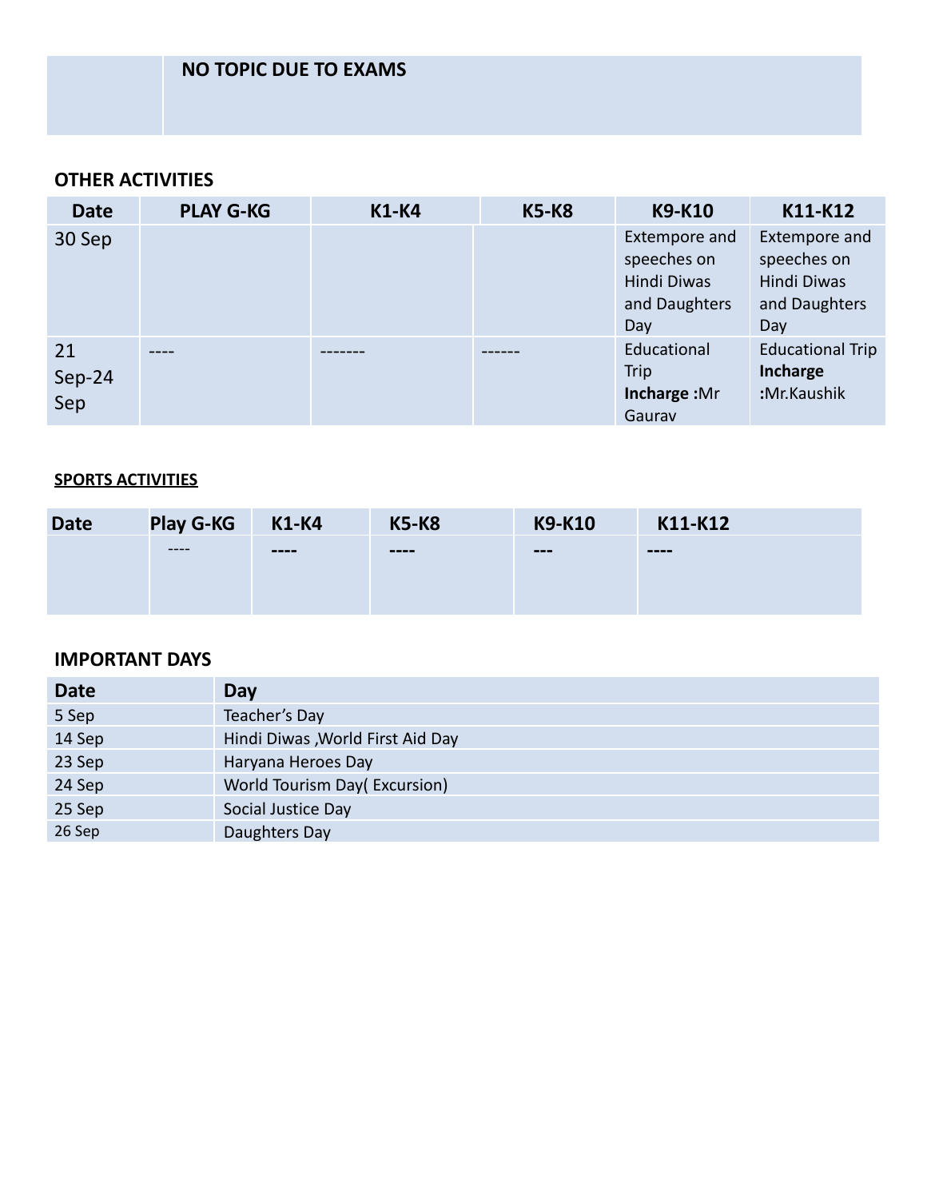| | NO TOPIC DUE TO EXAMS |
|---|---|

**OTHER ACTIVITIES**

| Date | PLAY G-KG | K1-K4 | K5-K8 | K9-K10 | K11-K12 |
|---|---|---|---|---|---|
| 30 Sep | | | | Extempore and speeches on Hindi Diwas and Daughters Day | Extempore and speeches on Hindi Diwas and Daughters Day |
| 21 Sep-24 Sep | ---- | ------- | ------ | Educational Trip **Incharge :**Mr Gaurav | Educational Trip **Incharge :**Mr.Kaushik |

**SPORTS ACTIVITIES**

| Date | Play G-KG | K1-K4 | K5-K8 | K9-K10 | K11-K12 |
|---|---|---|---|---|---|
| | ---- | ---- | ---- | --- | ---- |

**IMPORTANT DAYS**

| Date | Day |
|---|---|
| 5 Sep | Teacher's Day |
| 14 Sep | Hindi Diwas ,World First Aid Day |
| 23 Sep | Haryana Heroes Day |
| 24 Sep | World Tourism Day( Excursion) |
| 25 Sep | Social Justice Day |
| 26 Sep | Daughters Day |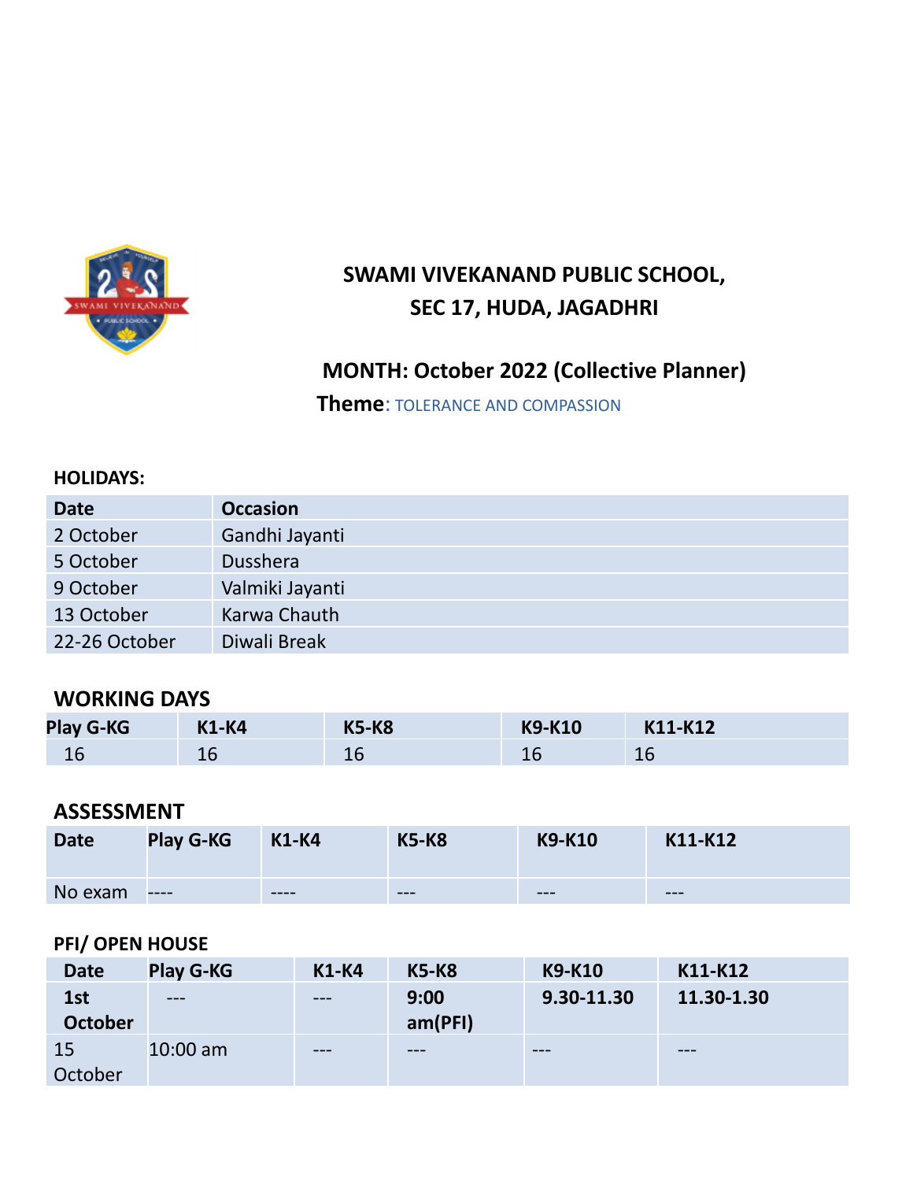# SWAMI VIVEKANAND PUBLIC SCHOOL,
# SEC 17, HUDA, JAGADHRI

## MONTH: October 2022 (Collective Planner)

**Theme**: TOLERANCE AND COMPASSION

### HOLIDAYS:

| Date | Occasion |
|---|---|
| 2 October | Gandhi Jayanti |
| 5 October | Dusshera |
| 9 October | Valmiki Jayanti |
| 13 October | Karwa Chauth |
| 22-26 October | Diwali Break |

### WORKING DAYS

| Play G-KG | K1-K4 | K5-K8 | K9-K10 | K11-K12 |
|---|---|---|---|---|
| 16 | 16 | 16 | 16 | 16 |

### ASSESSMENT

| Date | Play G-KG | K1-K4 | K5-K8 | K9-K10 | K11-K12 |
|---|---|---|---|---|---|
| No exam | ---- | ---- | --- | --- | --- |

### PFI/ OPEN HOUSE

| Date | Play G-KG | K1-K4 | K5-K8 | K9-K10 | K11-K12 |
|---|---|---|---|---|---|
| **1st October** | --- | --- | **9:00 am(PFI)** | **9.30-11.30** | **11.30-1.30** |
| 15 October | 10:00 am | --- | --- | --- | --- |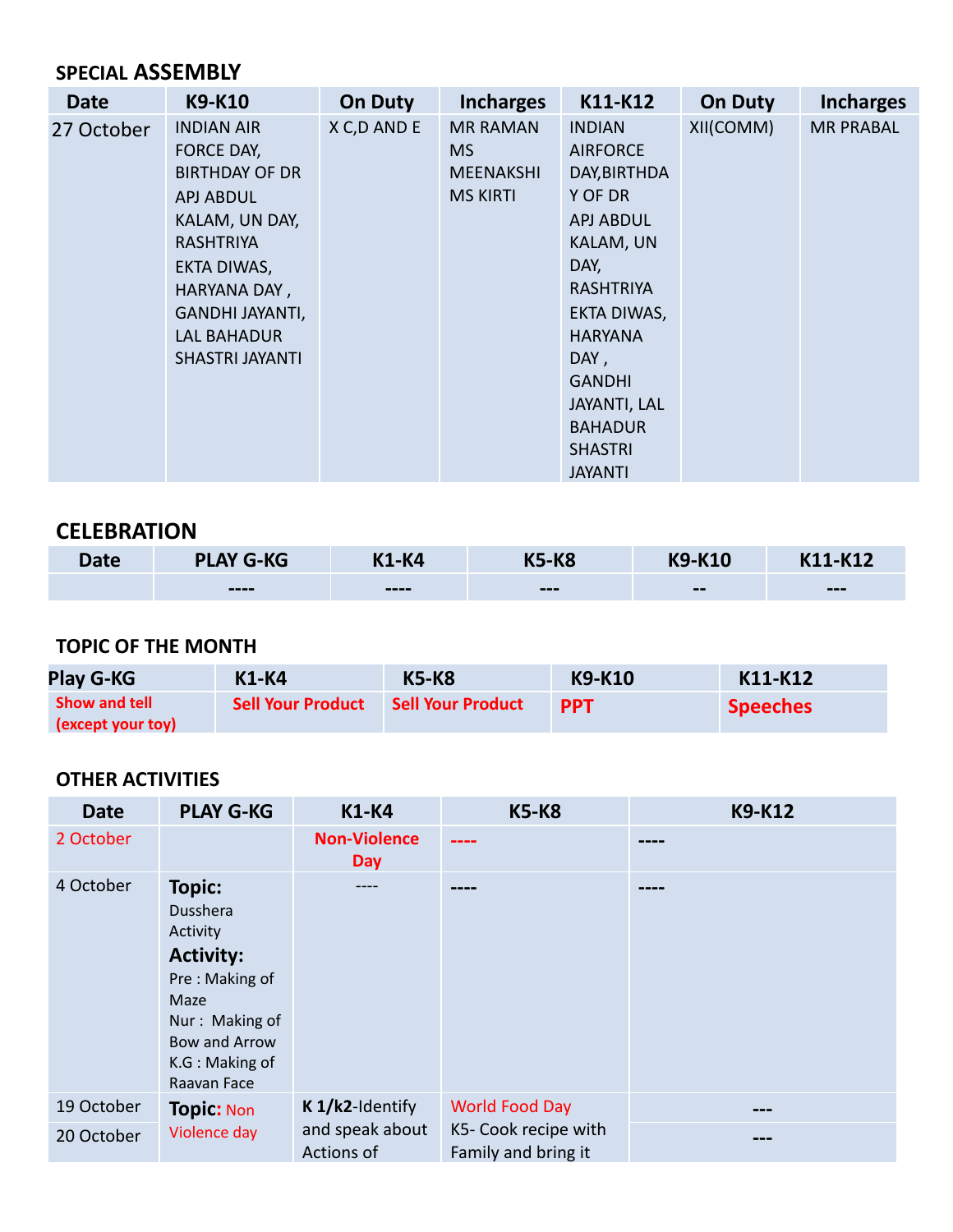## SPECIAL ASSEMBLY

| Date | K9-K10 | On Duty | Incharges | K11-K12 | On Duty | Incharges |
|---|---|---|---|---|---|---|
| 27 October | INDIAN AIR FORCE DAY, BIRTHDAY OF DR APJ ABDUL KALAM, UN DAY, RASHTRIYA EKTA DIWAS, HARYANA DAY , GANDHI JAYANTI, LAL BAHADUR SHASTRI JAYANTI | X C,D AND E | MR RAMAN MS MEENAKSHI MS KIRTI | INDIAN AIRFORCE DAY,BIRTHDAY OF DR APJ ABDUL KALAM, UN DAY, RASHTRIYA EKTA DIWAS, HARYANA DAY , GANDHI JAYANTI, LAL BAHADUR SHASTRI JAYANTI | XII(COMM) | MR PRABAL |

## CELEBRATION

| Date | PLAY G-KG | K1-K4 | K5-K8 | K9-K10 | K11-K12 |
|---|---|---|---|---|---|
| | ---- | ---- | --- | -- | --- |

## TOPIC OF THE MONTH

| Play G-KG | K1-K4 | K5-K8 | K9-K10 | K11-K12 |
|---|---|---|---|---|
| Show and tell (except your toy) | Sell Your Product | Sell Your Product | PPT | Speeches |

## OTHER ACTIVITIES

| Date | PLAY G-KG | K1-K4 | K5-K8 | K9-K12 |
|---|---|---|---|---|
| 2 October | | Non-Violence Day | ---- | ---- |
| 4 October | **Topic:** Dusshera Activity **Activity:** Pre : Making of Maze Nur : Making of Bow and Arrow K.G : Making of Raavan Face | ---- | ---- | ---- |
| 19 October | **Topic:** Non Violence day | **K 1/k2**-Identify and speak about Actions of | World Food Day K5- Cook recipe with Family and bring it | --- |
| 20 October | | | | --- |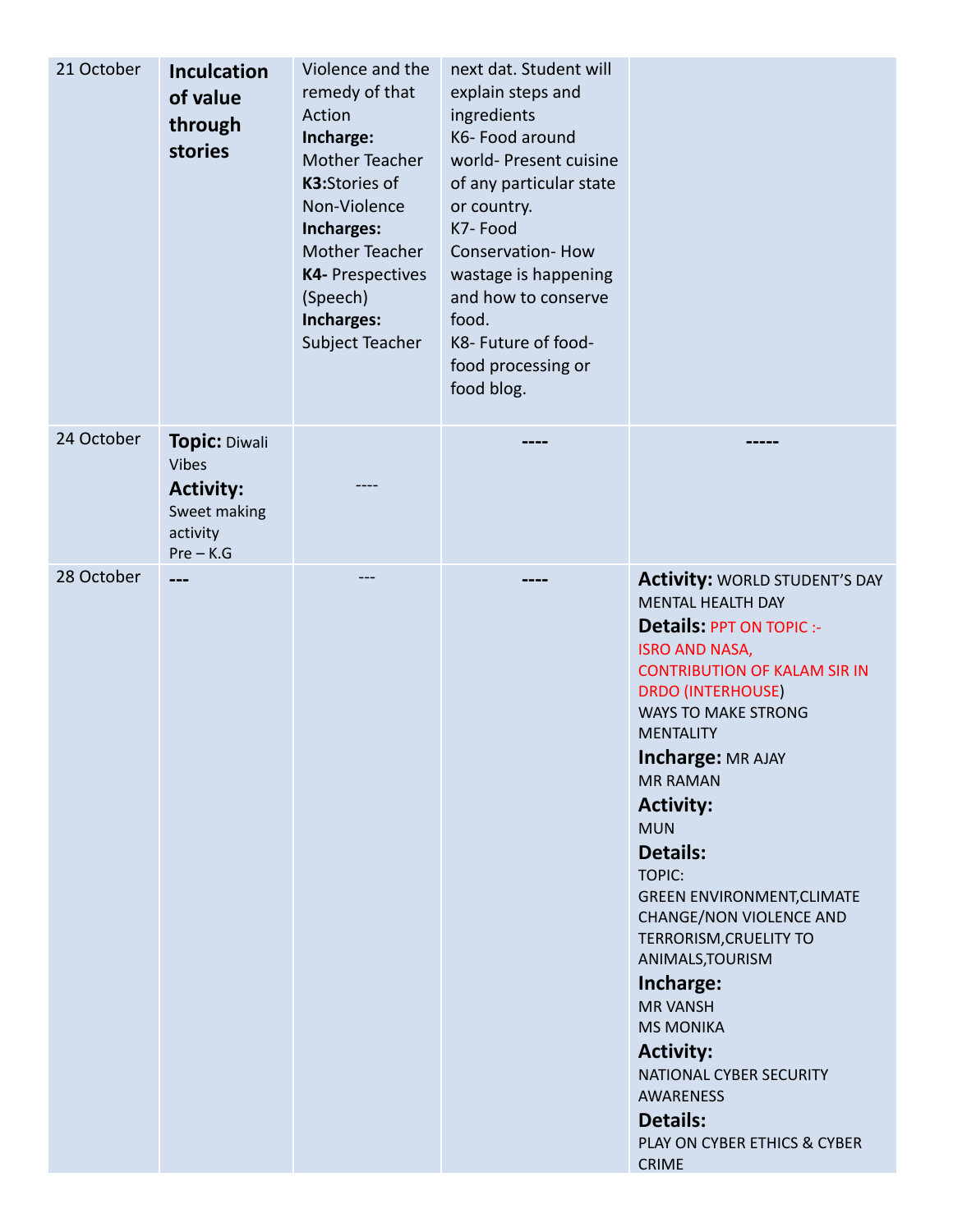| 21 October | **Inculcation of value through stories** | Violence and the remedy of that Action<br>**Incharge:** Mother Teacher<br>**K3:**Stories of Non-Violence<br>**Incharges:** Mother Teacher<br>**K4-** Prespectives (Speech)<br>**Incharges:** Subject Teacher | next dat. Student will explain steps and ingredients<br>K6- Food around world- Present cuisine of any particular state or country.<br>K7- Food Conservation- How wastage is happening and how to conserve food.<br>K8- Future of food- food processing or food blog. | |
|---|---|---|---|---|
| 24 October | **Topic:** Diwali Vibes<br>**Activity:** Sweet making activity<br>Pre – K.G | ---- | **----** | **-----** |
| 28 October | **---** | --- | **----** | **Activity:** WORLD STUDENT'S DAY MENTAL HEALTH DAY<br>**Details:** PPT ON TOPIC :- ISRO AND NASA, CONTRIBUTION OF KALAM SIR IN DRDO (INTERHOUSE) WAYS TO MAKE STRONG MENTALITY<br>**Incharge:** MR AJAY<br>MR RAMAN<br>**Activity:**<br>MUN<br>**Details:**<br>TOPIC:<br>GREEN ENVIRONMENT,CLIMATE CHANGE/NON VIOLENCE AND TERRORISM,CRUELITY TO ANIMALS,TOURISM<br>**Incharge:**<br>MR VANSH<br>MS MONIKA<br>**Activity:**<br>NATIONAL CYBER SECURITY AWARENESS<br>**Details:**<br>PLAY ON CYBER ETHICS & CYBER CRIME |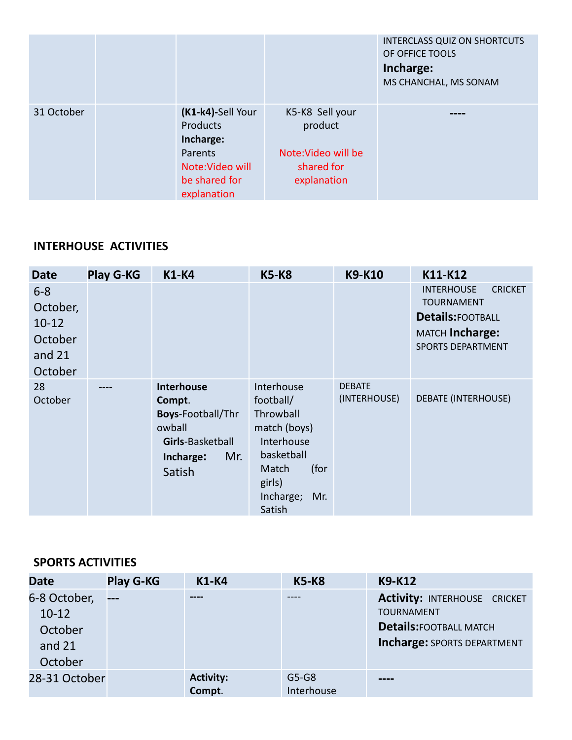| | | | | |
|---|---|---|---|---|
| | | | | INTERCLASS QUIZ ON SHORTCUTS OF OFFICE TOOLS **Incharge:** MS CHANCHAL, MS SONAM |
| 31 October | | **(K1-k4)**-Sell Your Products **Incharge:** Parents Note:Video will be shared for explanation | K5-K8 Sell your product Note:Video will be shared for explanation | ---- |

**INTERHOUSE ACTIVITIES**

| Date | Play G-KG | K1-K4 | K5-K8 | K9-K10 | K11-K12 |
|---|---|---|---|---|---|
| 6-8 October, 10-12 October and 21 October | | | | | INTERHOUSE CRICKET TOURNAMENT **Details:**FOOTBALL MATCH **Incharge:** SPORTS DEPARTMENT |
| 28 October | ---- | **Interhouse Compt.** **Boys**-Football/Throwball **Girls**-Basketball **Incharge:** Mr. Satish | Interhouse football/ Throwball match (boys) Interhouse basketball Match (for girls) Incharge; Mr. Satish | DEBATE (INTERHOUSE) | DEBATE (INTERHOUSE) |

**SPORTS ACTIVITIES**

| Date | Play G-KG | K1-K4 | K5-K8 | K9-K12 |
|---|---|---|---|---|
| 6-8 October, 10-12 October and 21 October | --- | ---- | ---- | **Activity:** INTERHOUSE CRICKET TOURNAMENT **Details:**FOOTBALL MATCH **Incharge:** SPORTS DEPARTMENT |
| 28-31 October | | **Activity: Compt.** | G5-G8 Interhouse | ---- |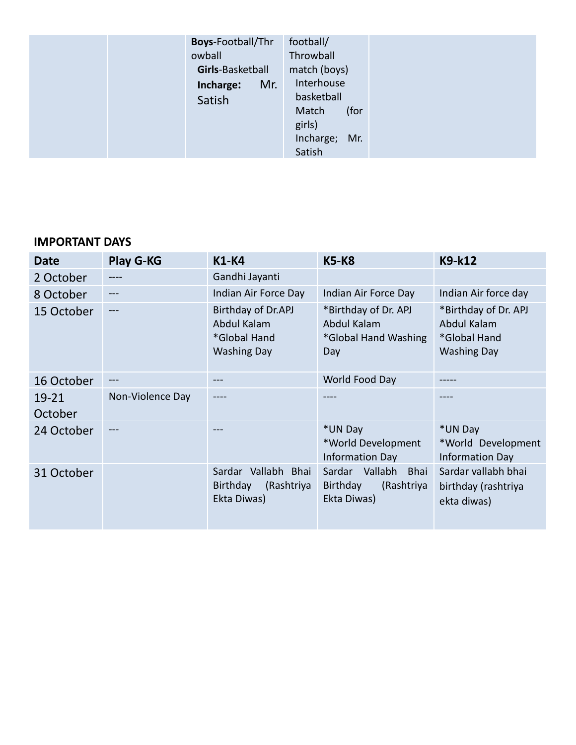| | | | | |
|---|---|---|---|---|
| | | **Boys**-Football/Throwball **Girls**-Basketball **Incharge:** Mr. Satish | football/ Throwball match (boys) Interhouse basketball Match (for girls) Incharge; Mr. Satish | |

**IMPORTANT DAYS**

| Date | Play G-KG | K1-K4 | K5-K8 | K9-k12 |
|---|---|---|---|---|
| 2 October | ---- | Gandhi Jayanti | | |
| 8 October | --- | Indian Air Force Day | Indian Air Force Day | Indian Air force day |
| 15 October | --- | Birthday of Dr.APJ Abdul Kalam *Global Hand Washing Day | *Birthday of Dr. APJ Abdul Kalam *Global Hand Washing Day | *Birthday of Dr. APJ Abdul Kalam *Global Hand Washing Day |
| 16 October | --- | --- | World Food Day | ----- |
| 19-21 October | Non-Violence Day | ---- | ---- | ---- |
| 24 October | --- | --- | *UN Day *World Development Information Day | *UN Day *World Development Information Day |
| 31 October | | Sardar Vallabh Bhai Birthday (Rashtriya Ekta Diwas) | Sardar Vallabh Bhai Birthday (Rashtriya Ekta Diwas) | Sardar vallabh bhai birthday (rashtriya ekta diwas) |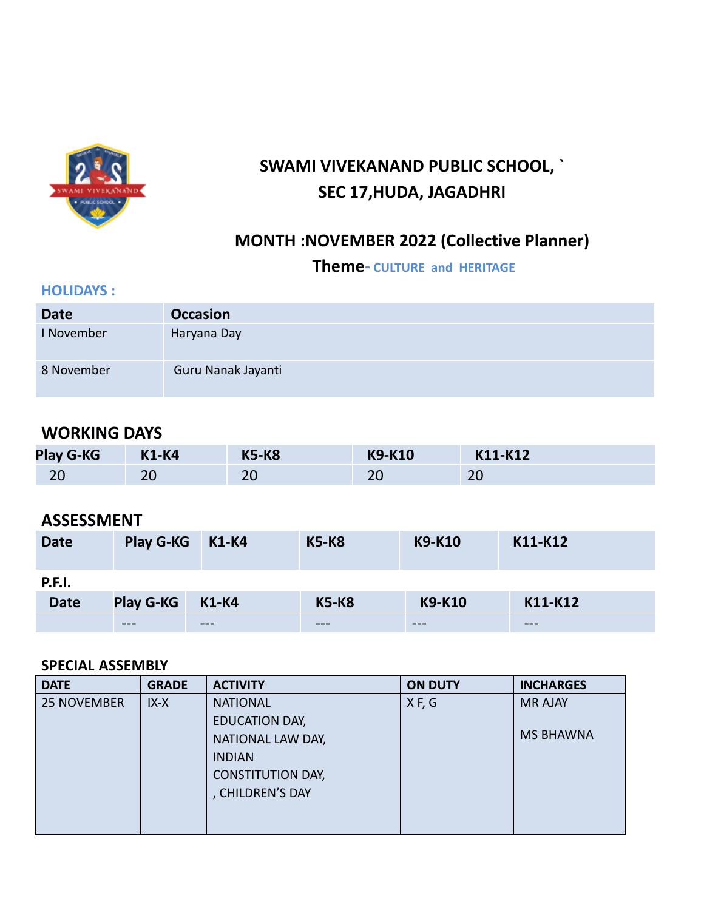# SWAMI VIVEKANAND PUBLIC SCHOOL, `
# SEC 17,HUDA, JAGADHRI

## MONTH :NOVEMBER 2022 (Collective Planner)

### Theme- CULTURE and HERITAGE

### HOLIDAYS :

| Date | Occasion |
|---|---|
| I November | Haryana Day |
| 8 November | Guru Nanak Jayanti |

## WORKING DAYS

| Play G-KG | K1-K4 | K5-K8 | K9-K10 | K11-K12 |
|---|---|---|---|---|
| 20 | 20 | 20 | 20 | 20 |

## ASSESSMENT

| Date | Play G-KG | K1-K4 | K5-K8 | K9-K10 | K11-K12 |
|---|---|---|---|---|---|

**P.F.I.**

| Date | Play G-KG | K1-K4 | K5-K8 | K9-K10 | K11-K12 |
|---|---|---|---|---|---|
| | --- | --- | --- | --- | --- |

### SPECIAL ASSEMBLY

| DATE | GRADE | ACTIVITY | ON DUTY | INCHARGES |
|---|---|---|---|---|
| 25 NOVEMBER | IX-X | NATIONAL EDUCATION DAY, NATIONAL LAW DAY, INDIAN CONSTITUTION DAY, , CHILDREN'S DAY | X F, G | MR AJAY<br><br>MS BHAWNA |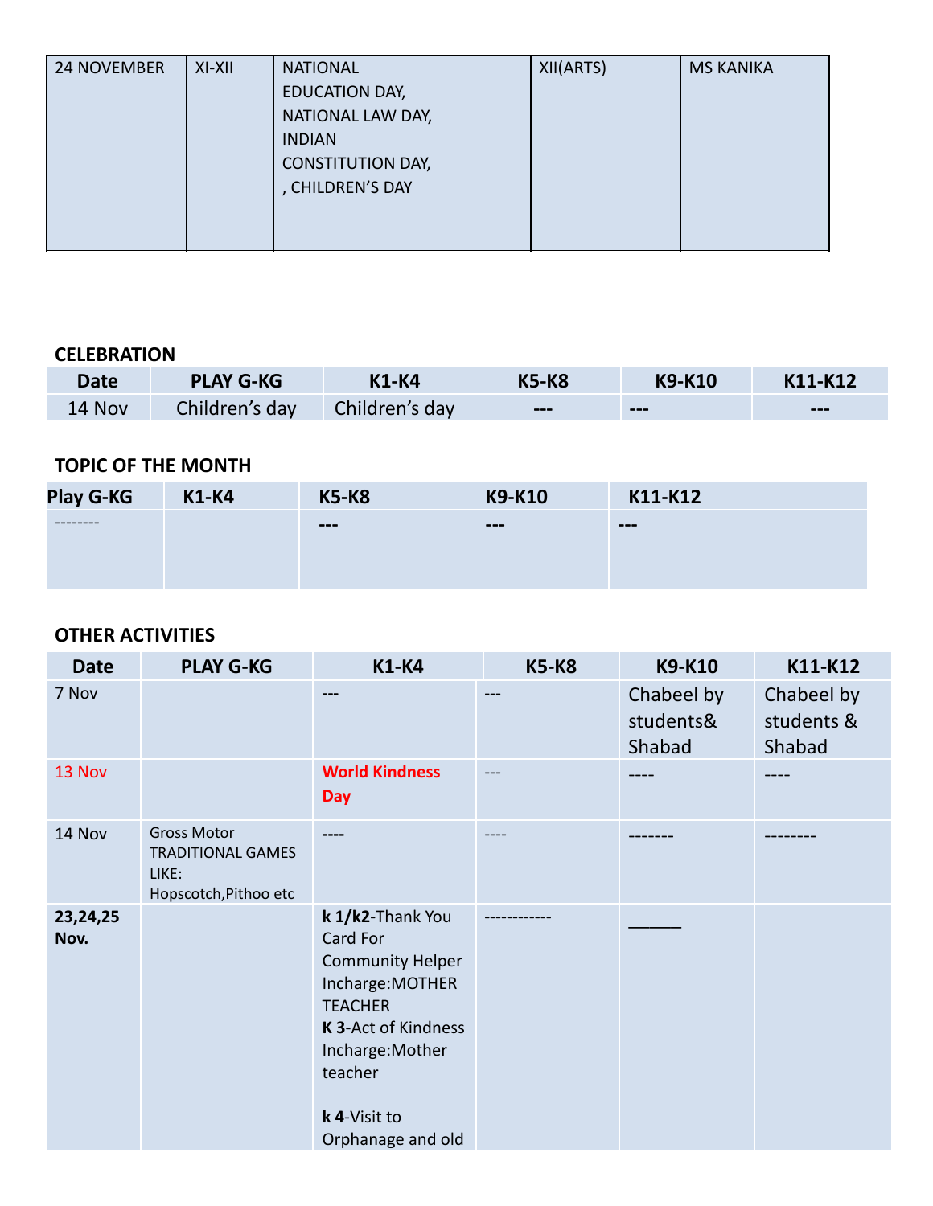| 24 NOVEMBER | XI-XII | NATIONAL EDUCATION DAY, NATIONAL LAW DAY, INDIAN CONSTITUTION DAY, , CHILDREN'S DAY | XII(ARTS) | MS KANIKA |
|---|---|---|---|---|

## CELEBRATION

| Date | PLAY G-KG | K1-K4 | K5-K8 | K9-K10 | K11-K12 |
|---|---|---|---|---|---|
| 14 Nov | Children's day | Children's day | --- | --- | --- |

## TOPIC OF THE MONTH

| Play G-KG | K1-K4 | K5-K8 | K9-K10 | K11-K12 |
|---|---|---|---|---|
| -------- | | --- | --- | --- |

## OTHER ACTIVITIES

| Date | PLAY G-KG | K1-K4 | K5-K8 | K9-K10 | K11-K12 |
|---|---|---|---|---|---|
| 7 Nov | | --- | --- | Chabeel by students& Shabad | Chabeel by students & Shabad |
| 13 Nov | | **World Kindness Day** | --- | ---- | ---- |
| 14 Nov | Gross Motor TRADITIONAL GAMES LIKE: Hopscotch,Pithoo etc | ---- | ---- | ------- | -------- |
| **23,24,25 Nov.** | | **k 1/k2**-Thank You Card For Community Helper Incharge:MOTHER TEACHER **K 3**-Act of Kindness Incharge:Mother teacher **k 4**-Visit to Orphanage and old | ------------ | ______ | |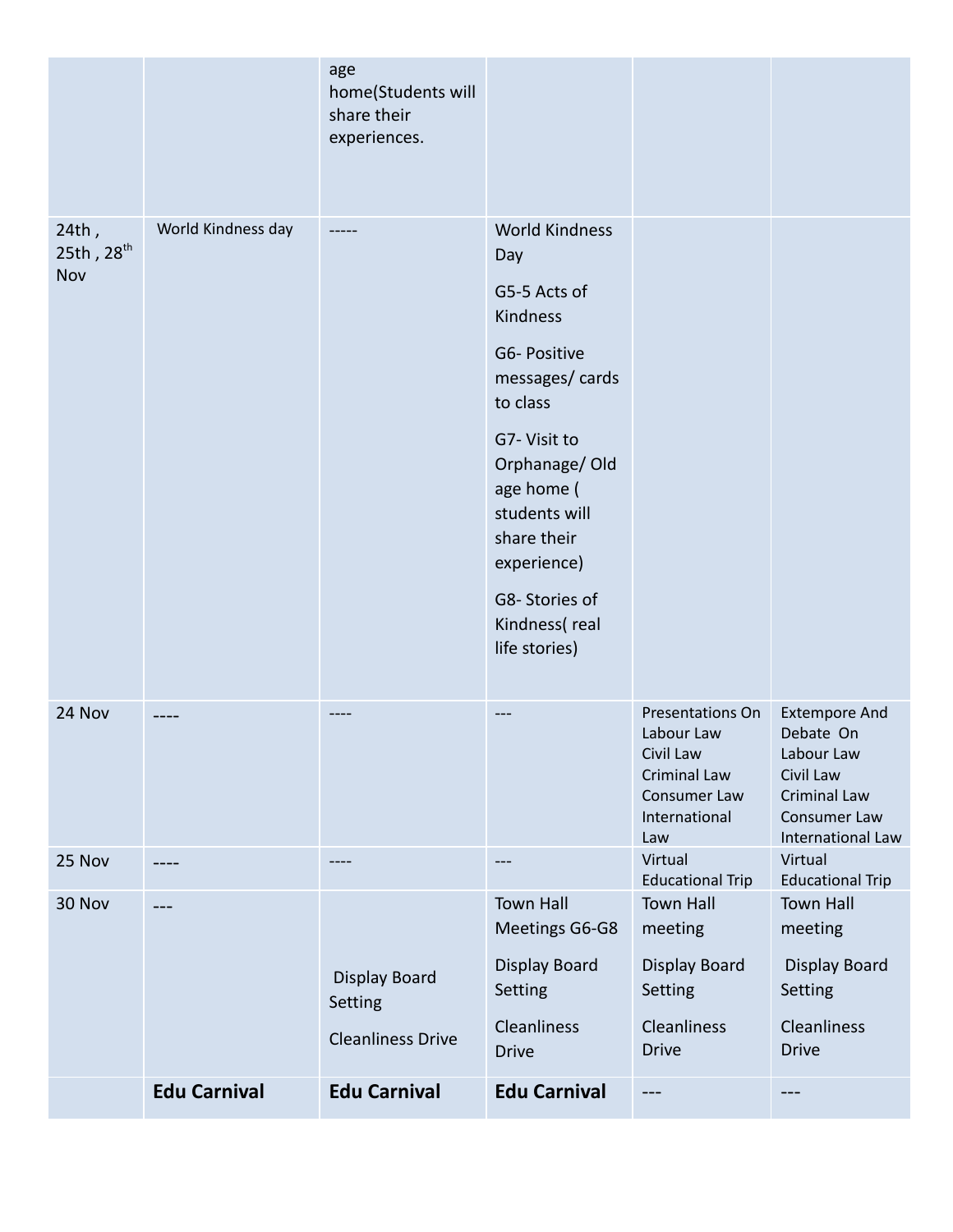| | | | | | |
|---|---|---|---|---|---|
| | | age home(Students will share their experiences. | | | |
| 24th , 25th , 28th Nov | World Kindness day | ----- | World Kindness Day<br><br>G5-5 Acts of Kindness<br><br>G6- Positive messages/ cards to class<br><br>G7- Visit to Orphanage/ Old age home ( students will share their experience)<br><br>G8- Stories of Kindness( real life stories) | | |
| 24 Nov | ---- | ---- | --- | Presentations On Labour Law Civil Law Criminal Law Consumer Law International Law | Extempore And Debate On Labour Law Civil Law Criminal Law Consumer Law International Law |
| 25 Nov | ---- | ---- | --- | Virtual Educational Trip | Virtual Educational Trip |
| 30 Nov | --- | Display Board Setting<br><br>Cleanliness Drive | Town Hall Meetings G6-G8<br><br>Display Board Setting<br><br>Cleanliness Drive | Town Hall meeting<br><br>Display Board Setting<br><br>Cleanliness Drive | Town Hall meeting<br><br>Display Board Setting<br><br>Cleanliness Drive |
| | **Edu Carnival** | **Edu Carnival** | **Edu Carnival** | --- | --- |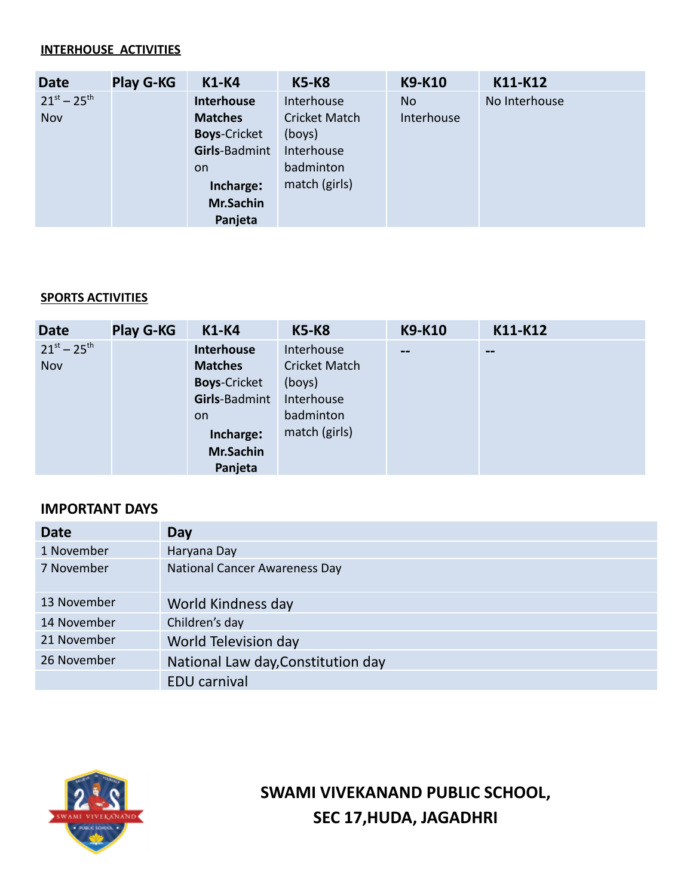**INTERHOUSE ACTIVITIES**

| Date | Play G-KG | K1-K4 | K5-K8 | K9-K10 | K11-K12 |
|---|---|---|---|---|---|
| 21st – 25th Nov | | **Interhouse Matches** **Boys**-Cricket **Girls**-Badminton **Incharge: Mr.Sachin Panjeta** | Interhouse Cricket Match (boys) Interhouse badminton match (girls) | No Interhouse | No Interhouse |

**SPORTS ACTIVITIES**

| Date | Play G-KG | K1-K4 | K5-K8 | K9-K10 | K11-K12 |
|---|---|---|---|---|---|
| 21st – 25th Nov | | **Interhouse Matches** **Boys**-Cricket **Girls**-Badminton **Incharge: Mr.Sachin Panjeta** | Interhouse Cricket Match (boys) Interhouse badminton match (girls) | -- | -- |

**IMPORTANT DAYS**

| Date | Day |
|---|---|
| 1 November | Haryana Day |
| 7 November | National Cancer Awareness Day |
| 13 November | World Kindness day |
| 14 November | Children's day |
| 21 November | World Television day |
| 26 November | National Law day,Constitution day |
| | EDU carnival |

**SWAMI VIVEKANAND PUBLIC SCHOOL, SEC 17,HUDA, JAGADHRI**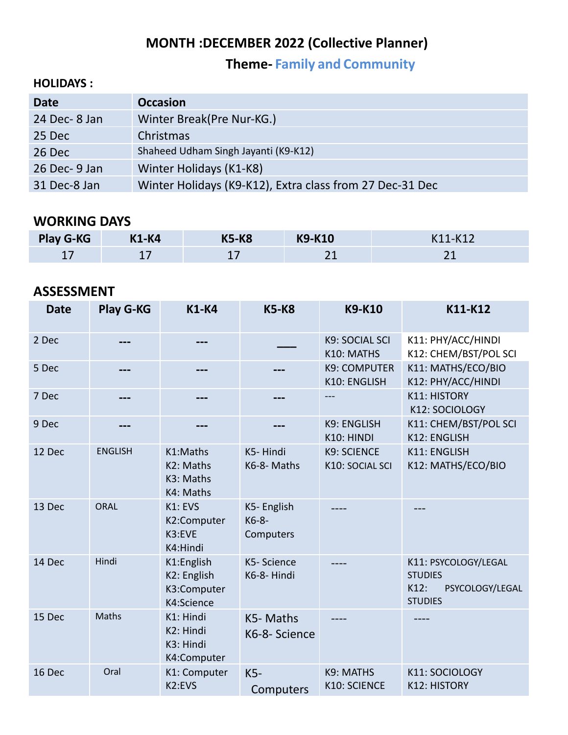# MONTH :DECEMBER 2022 (Collective Planner)

## Theme- Family and Community

**HOLIDAYS :**

| Date | Occasion |
| --- | --- |
| 24 Dec- 8 Jan | Winter Break(Pre Nur-KG.) |
| 25 Dec | Christmas |
| 26 Dec | Shaheed Udham Singh Jayanti (K9-K12) |
| 26 Dec- 9 Jan | Winter Holidays (K1-K8) |
| 31 Dec-8 Jan | Winter Holidays (K9-K12), Extra class from 27 Dec-31 Dec |

## WORKING DAYS

| Play G-KG | K1-K4 | K5-K8 | K9-K10 | K11-K12 |
| --- | --- | --- | --- | --- |
| 17 | 17 | 17 | 21 | 21 |

## ASSESSMENT

| Date | Play G-KG | K1-K4 | K5-K8 | K9-K10 | K11-K12 |
| --- | --- | --- | --- | --- | --- |
| 2 Dec | --- | --- | ___ | K9: SOCIAL SCI<br>K10: MATHS | K11: PHY/ACC/HINDI<br>K12: CHEM/BST/POL SCI |
| 5 Dec | --- | --- | --- | K9: COMPUTER<br>K10: ENGLISH | K11: MATHS/ECO/BIO<br>K12: PHY/ACC/HINDI |
| 7 Dec | --- | --- | --- | --- | K11: HISTORY<br>K12: SOCIOLOGY |
| 9 Dec | --- | --- | --- | K9: ENGLISH<br>K10: HINDI | K11: CHEM/BST/POL SCI<br>K12: ENGLISH |
| 12 Dec | ENGLISH | K1:Maths<br>K2: Maths<br>K3: Maths<br>K4: Maths | K5- Hindi<br>K6-8- Maths | K9: SCIENCE<br>K10: SOCIAL SCI | K11: ENGLISH<br>K12: MATHS/ECO/BIO |
| 13 Dec | ORAL | K1: EVS<br>K2:Computer<br>K3:EVE<br>K4:Hindi | K5- English<br>K6-8- Computers | ---- | --- |
| 14 Dec | Hindi | K1:English<br>K2: English<br>K3:Computer<br>K4:Science | K5- Science<br>K6-8- Hindi | ---- | K11: PSYCOLOGY/LEGAL STUDIES<br>K12: PSYCOLOGY/LEGAL STUDIES |
| 15 Dec | Maths | K1: Hindi<br>K2: Hindi<br>K3: Hindi<br>K4:Computer | K5- Maths<br>K6-8- Science | ---- | ---- |
| 16 Dec | Oral | K1: Computer<br>K2:EVS | K5- Computers | K9: MATHS<br>K10: SCIENCE | K11: SOCIOLOGY<br>K12: HISTORY |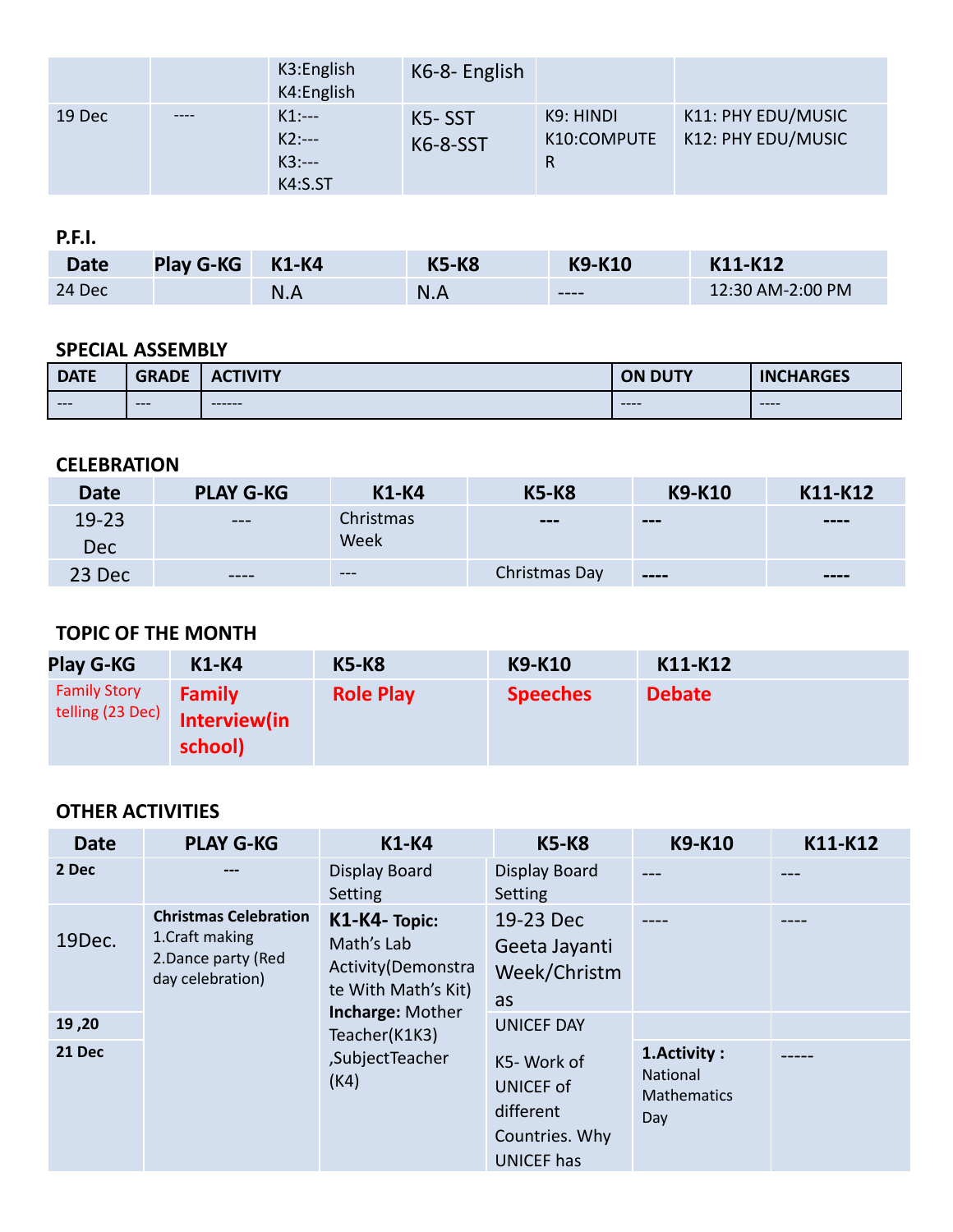|  |  | K3:English<br>K4:English | K6-8- English |  |  |
|---|---|---|---|---|---|
| 19 Dec | ---- | K1:---<br>K2:---<br>K3:---<br>K4:S.ST | K5- SST<br>K6-8-SST | K9: HINDI<br>K10:COMPUTER | K11: PHY EDU/MUSIC<br>K12: PHY EDU/MUSIC |

**P.F.I.**

| Date | Play G-KG | K1-K4 | K5-K8 | K9-K10 | K11-K12 |
|---|---|---|---|---|---|
| 24 Dec |  | N.A | N.A | ---- | 12:30 AM-2:00 PM |

**SPECIAL ASSEMBLY**

| DATE | GRADE | ACTIVITY | ON DUTY | INCHARGES |
|---|---|---|---|---|
| --- | --- | ------ | ---- | ---- |

**CELEBRATION**

| Date | PLAY G-KG | K1-K4 | K5-K8 | K9-K10 | K11-K12 |
|---|---|---|---|---|---|
| 19-23 Dec | --- | Christmas Week | --- | --- | ---- |
| 23 Dec | ---- | --- | Christmas Day | ---- | ---- |

**TOPIC OF THE MONTH**

| Play G-KG | K1-K4 | K5-K8 | K9-K10 | K11-K12 |
|---|---|---|---|---|
| Family Story telling (23 Dec) | **Family Interview(in school)** | **Role Play** | **Speeches** | **Debate** |

**OTHER ACTIVITIES**

| Date | PLAY G-KG | K1-K4 | K5-K8 | K9-K10 | K11-K12 |
|---|---|---|---|---|---|
| **2 Dec** | --- | Display Board Setting | Display Board Setting | --- | --- |
| 19Dec. | **Christmas Celebration**<br>1.Craft making<br>2.Dance party (Red day celebration) | **K1-K4- Topic:** Math's Lab Activity(Demonstrate With Math's Kit)<br>**Incharge:** Mother Teacher(K1K3) ,SubjectTeacher (K4) | 19-23 Dec Geeta Jayanti Week/Christmas | ---- | ---- |
| **19 ,20** |  |  | UNICEF DAY |  |  |
| **21 Dec** |  |  | K5- Work of UNICEF of different Countries. Why UNICEF has | **1.Activity :** National Mathematics Day | ----- |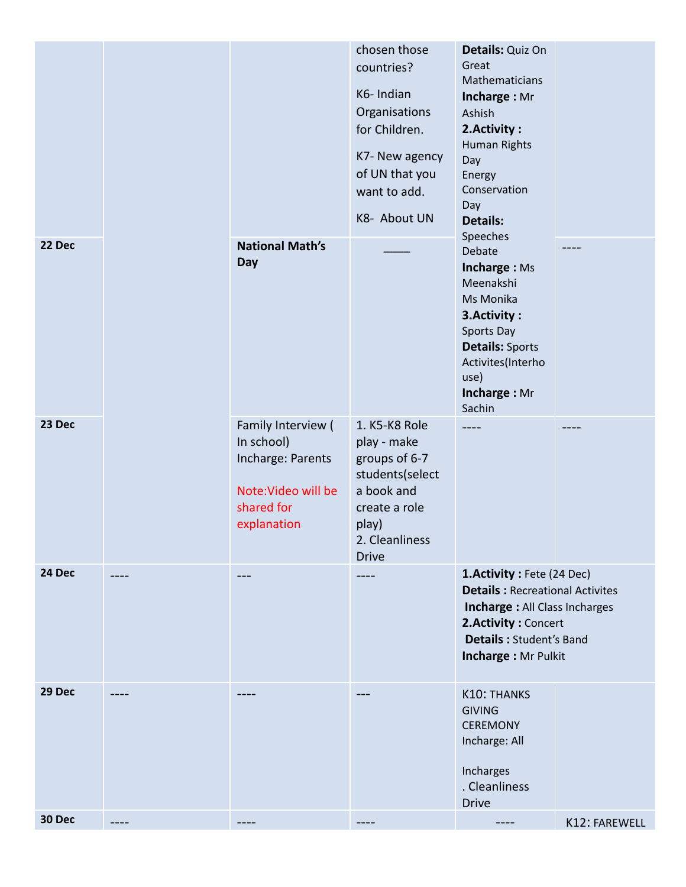| | | | | | |
|---|---|---|---|---|---|
| | | | chosen those countries? K6- Indian Organisations for Children. K7- New agency of UN that you want to add. K8- About UN | **Details:** Quiz On Great Mathematicians **Incharge :** Mr Ashish **2.Activity :** Human Rights Day Energy Conservation Day **Details:** Speeches Debate **Incharge :** Ms Meenakshi Ms Monika **3.Activity :** Sports Day **Details:** Sports Activites(Interhouse) **Incharge :** Mr Sachin | |
| **22 Dec** | | **National Math's Day** | ____ | | ---- |
| **23 Dec** | | Family Interview ( In school) Incharge: Parents Note:Video will be shared for explanation | 1. K5-K8 Role play - make groups of 6-7 students(select a book and create a role play) 2. Cleanliness Drive | ---- | ---- |
| **24 Dec** | ---- | --- | ---- | **1.Activity :** Fete (24 Dec) **Details :** Recreational Activites **Incharge :** All Class Incharges **2.Activity :** Concert **Details :** Student's Band **Incharge :** Mr Pulkit | |
| **29 Dec** | ---- | ---- | --- | K10: THANKS GIVING CEREMONY Incharge: All Incharges . Cleanliness Drive | |
| **30 Dec** | ---- | ---- | ---- | ---- | K12: FAREWELL |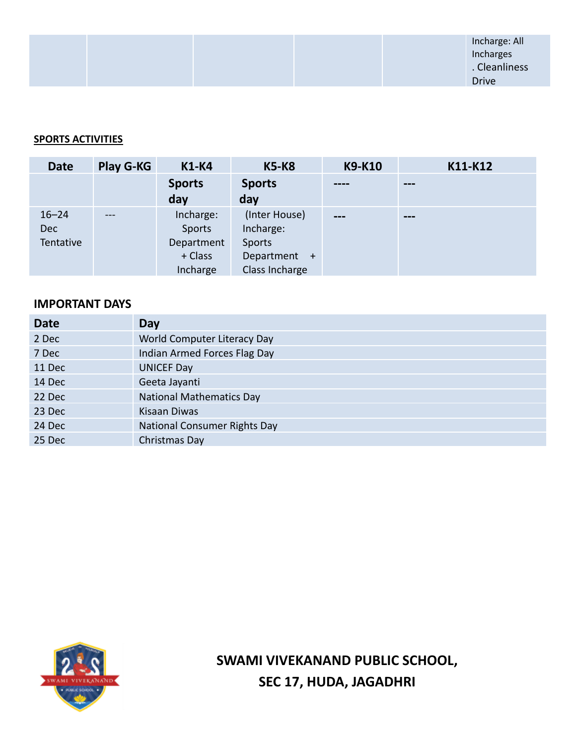| | | | | | Incharge: All Incharges . Cleanliness Drive |
|---|---|---|---|---|---|

**SPORTS ACTIVITIES**

| Date | Play G-KG | K1-K4 | K5-K8 | K9-K10 | K11-K12 |
|---|---|---|---|---|---|
| | | **Sports day** | **Sports day** | ---- | --- |
| 16–24 Dec Tentative | --- | Incharge: Sports Department + Class Incharge | (Inter House) Incharge: Sports Department + Class Incharge | --- | --- |

**IMPORTANT DAYS**

| Date | Day |
|---|---|
| 2 Dec | World Computer Literacy Day |
| 7 Dec | Indian Armed Forces Flag Day |
| 11 Dec | UNICEF Day |
| 14 Dec | Geeta Jayanti |
| 22 Dec | National Mathematics Day |
| 23 Dec | Kisaan Diwas |
| 24 Dec | National Consumer Rights Day |
| 25 Dec | Christmas Day |

**SWAMI VIVEKANAND PUBLIC SCHOOL,**
**SEC 17, HUDA, JAGADHRI**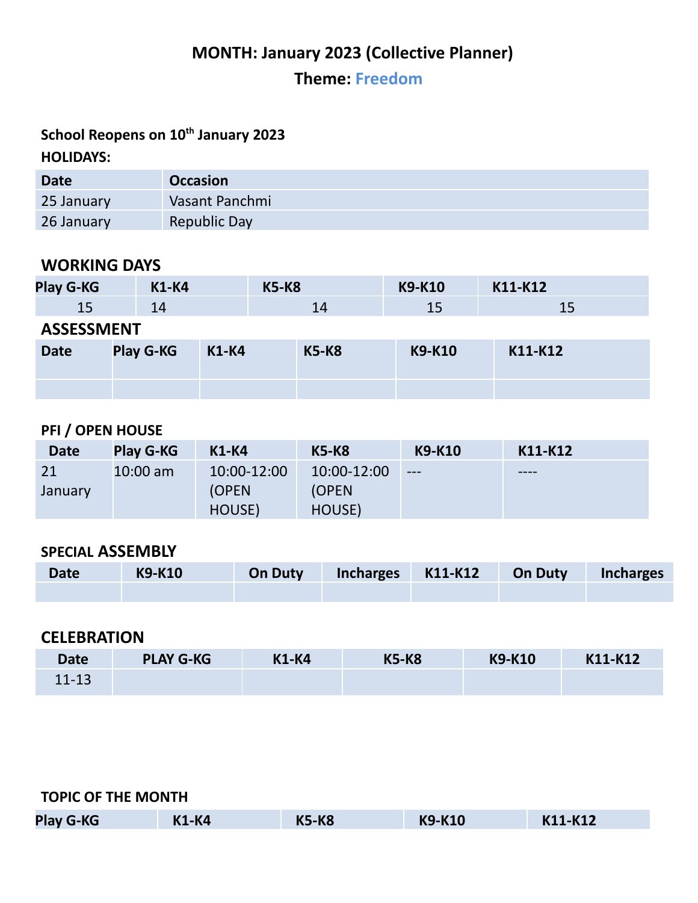# MONTH: January 2023 (Collective Planner)

## Theme: Freedom

**School Reopens on 10th January 2023**

**HOLIDAYS:**

| Date | Occasion |
|---|---|
| 25 January | Vasant Panchmi |
| 26 January | Republic Day |

### WORKING DAYS

| Play G-KG | K1-K4 | K5-K8 | K9-K10 | K11-K12 |
|---|---|---|---|---|
| 15 | 14 | 14 | 15 | 15 |

### ASSESSMENT

| Date | Play G-KG | K1-K4 | K5-K8 | K9-K10 | K11-K12 |
|---|---|---|---|---|---|
| | | | | | |

### PFI / OPEN HOUSE

| Date | Play G-KG | K1-K4 | K5-K8 | K9-K10 | K11-K12 |
|---|---|---|---|---|---|
| 21 January | 10:00 am | 10:00-12:00 (OPEN HOUSE) | 10:00-12:00 (OPEN HOUSE) | --- | ---- |

### SPECIAL ASSEMBLY

| Date | K9-K10 | On Duty | Incharges | K11-K12 | On Duty | Incharges |
|---|---|---|---|---|---|---|
| | | | | | | |

### CELEBRATION

| Date | PLAY G-KG | K1-K4 | K5-K8 | K9-K10 | K11-K12 |
|---|---|---|---|---|---|
| 11-13 | | | | | |

### TOPIC OF THE MONTH

| Play G-KG | K1-K4 | K5-K8 | K9-K10 | K11-K12 |
|---|---|---|---|---|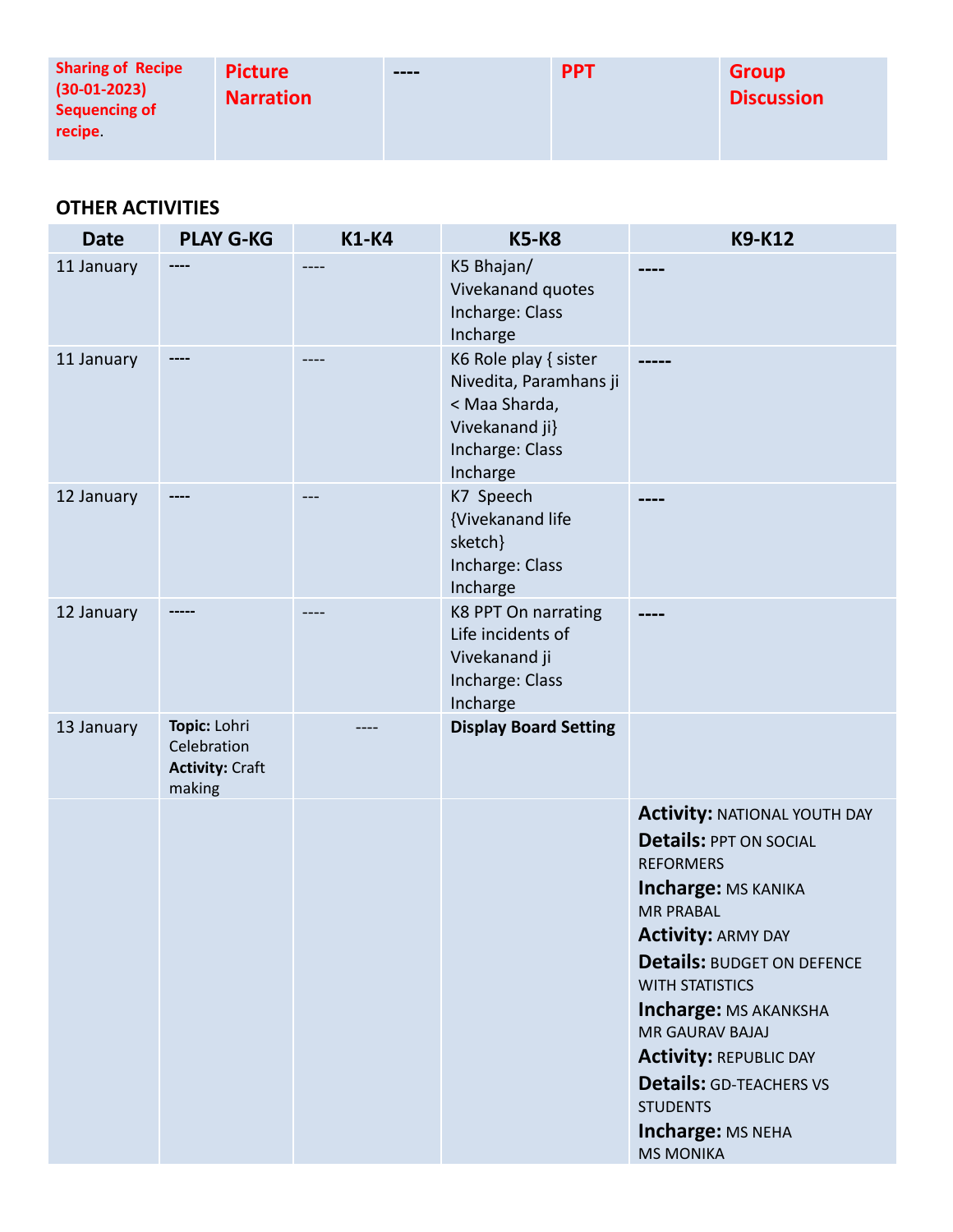| Sharing of Recipe (30-01-2023) Sequencing of recipe. | Picture Narration | ---- | PPT | Group Discussion |
|---|---|---|---|---|

**OTHER ACTIVITIES**

| Date | PLAY G-KG | K1-K4 | K5-K8 | K9-K12 |
|---|---|---|---|---|
| 11 January | ---- | ---- | K5 Bhajan/ Vivekanand quotes Incharge: Class Incharge | ---- |
| 11 January | ---- | ---- | K6 Role play { sister Nivedita, Paramhans ji < Maa Sharda, Vivekanand ji} Incharge: Class Incharge | ----- |
| 12 January | ---- | --- | K7 Speech {Vivekanand life sketch} Incharge: Class Incharge | ---- |
| 12 January | ----- | ---- | K8 PPT On narrating Life incidents of Vivekanand ji Incharge: Class Incharge | ---- |
| 13 January | **Topic:** Lohri Celebration **Activity:** Craft making | ---- | **Display Board Setting** | |
| | | | | **Activity:** NATIONAL YOUTH DAY **Details:** PPT ON SOCIAL REFORMERS **Incharge:** MS KANIKA MR PRABAL **Activity:** ARMY DAY **Details:** BUDGET ON DEFENCE WITH STATISTICS **Incharge:** MS AKANKSHA MR GAURAV BAJAJ **Activity:** REPUBLIC DAY **Details:** GD-TEACHERS VS STUDENTS **Incharge:** MS NEHA MS MONIKA |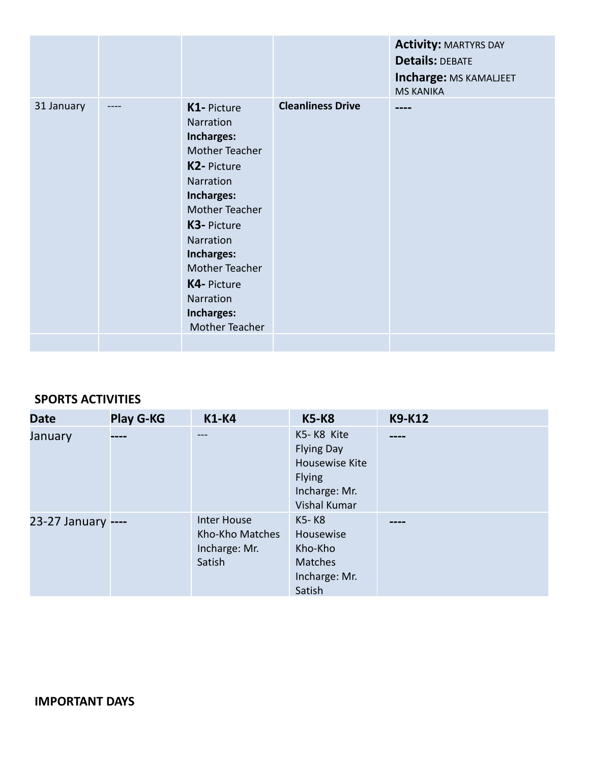| | | | | |
|---|---|---|---|---|
| | | | | **Activity:** MARTYRS DAY<br>**Details:** DEBATE<br>**Incharge:** MS KAMALJEET<br>MS KANIKA |
| 31 January | ---- | **K1-** Picture Narration<br>**Incharges:** Mother Teacher<br>**K2-** Picture Narration<br>**Incharges:** Mother Teacher<br>**K3-** Picture Narration<br>**Incharges:** Mother Teacher<br>**K4-** Picture Narration<br>**Incharges:** Mother Teacher | **Cleanliness Drive** | **----** |
| | | | | |

**SPORTS ACTIVITIES**

| Date | Play G-KG | K1-K4 | K5-K8 | K9-K12 |
|---|---|---|---|---|
| January | ---- | --- | K5- K8 Kite Flying Day Housewise Kite Flying Incharge: Mr. Vishal Kumar | ---- |
| 23-27 January | ---- | Inter House Kho-Kho Matches Incharge: Mr. Satish | K5- K8 Housewise Kho-Kho Matches Incharge: Mr. Satish | ---- |

**IMPORTANT DAYS**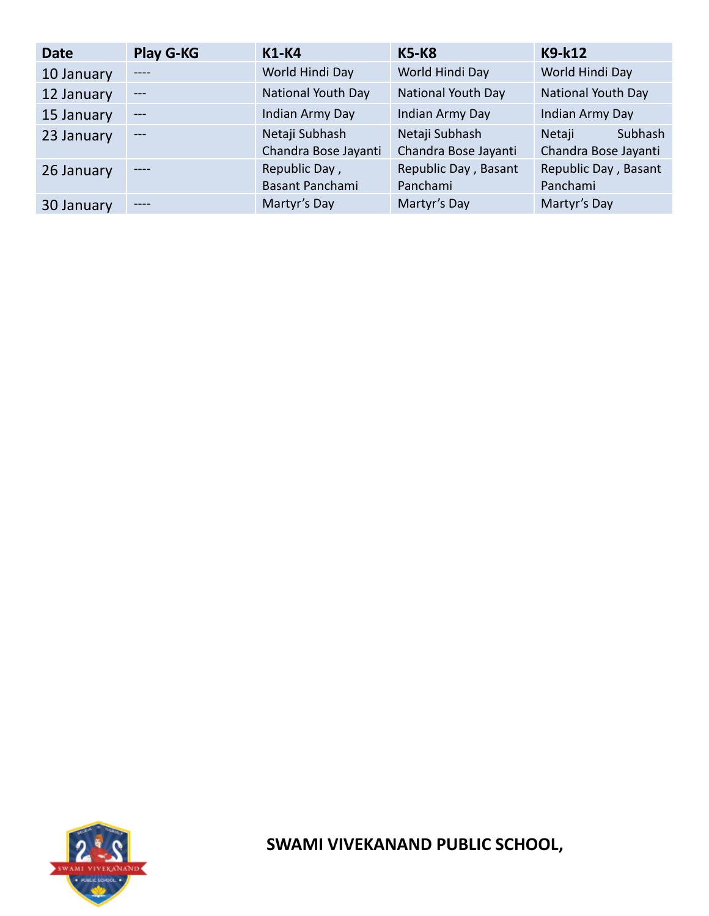| Date | Play G-KG | K1-K4 | K5-K8 | K9-k12 |
|---|---|---|---|---|
| 10 January | ---- | World Hindi Day | World Hindi Day | World Hindi Day |
| 12 January | --- | National Youth Day | National Youth Day | National Youth Day |
| 15 January | --- | Indian Army Day | Indian Army Day | Indian Army Day |
| 23 January | --- | Netaji Subhash Chandra Bose Jayanti | Netaji Subhash Chandra Bose Jayanti | Netaji Subhash Chandra Bose Jayanti |
| 26 January | ---- | Republic Day , Basant Panchami | Republic Day , Basant Panchami | Republic Day , Basant Panchami |
| 30 January | ---- | Martyr's Day | Martyr's Day | Martyr's Day |

**SWAMI VIVEKANAND PUBLIC SCHOOL,**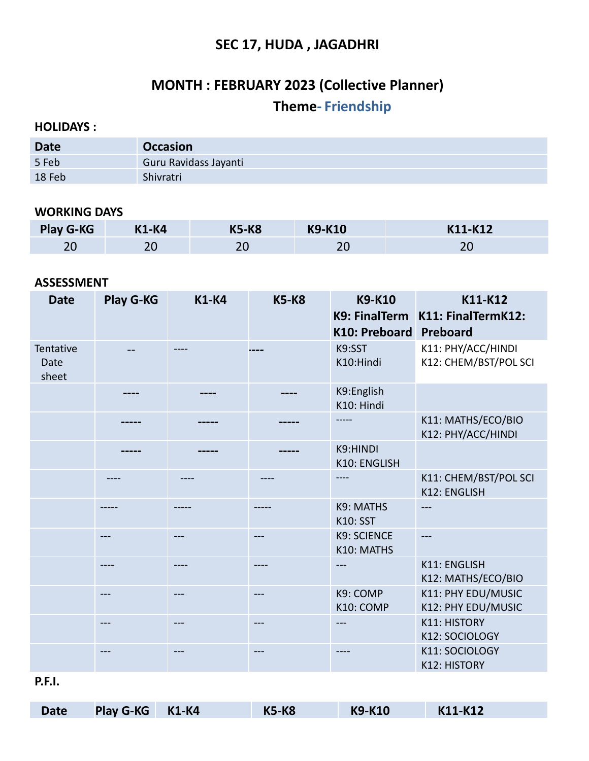# SEC 17, HUDA , JAGADHRI

## MONTH : FEBRUARY 2023 (Collective Planner)

### Theme- Friendship

**HOLIDAYS :**

| Date | Occasion |
|---|---|
| 5 Feb | Guru Ravidass Jayanti |
| 18 Feb | Shivratri |

**WORKING DAYS**

| Play G-KG | K1-K4 | K5-K8 | K9-K10 | K11-K12 |
|---|---|---|---|---|
| 20 | 20 | 20 | 20 | 20 |

**ASSESSMENT**

| Date | Play G-KG | K1-K4 | K5-K8 | K9-K10 K9: FinalTerm K10: Preboard | K11-K12 K11: FinalTermK12: Preboard |
|---|---|---|---|---|---|
| Tentative Date sheet | -- | ---- | ---- | K9:SST K10:Hindi | K11: PHY/ACC/HINDI K12: CHEM/BST/POL SCI |
| | ---- | ---- | ---- | K9:English K10: Hindi | |
| | ----- | ----- | ----- | ----- | K11: MATHS/ECO/BIO K12: PHY/ACC/HINDI |
| | ----- | ----- | ----- | K9:HINDI K10: ENGLISH | |
| | ---- | ---- | ---- | ---- | K11: CHEM/BST/POL SCI K12: ENGLISH |
| | ----- | ----- | ----- | K9: MATHS K10: SST | --- |
| | --- | --- | --- | K9: SCIENCE K10: MATHS | --- |
| | ---- | ---- | ---- | --- | K11: ENGLISH K12: MATHS/ECO/BIO |
| | --- | --- | --- | K9: COMP K10: COMP | K11: PHY EDU/MUSIC K12: PHY EDU/MUSIC |
| | --- | --- | --- | --- | K11: HISTORY K12: SOCIOLOGY |
| | --- | --- | --- | ---- | K11: SOCIOLOGY K12: HISTORY |

**P.F.I.**

| Date | Play G-KG | K1-K4 | K5-K8 | K9-K10 | K11-K12 |
|---|---|---|---|---|---|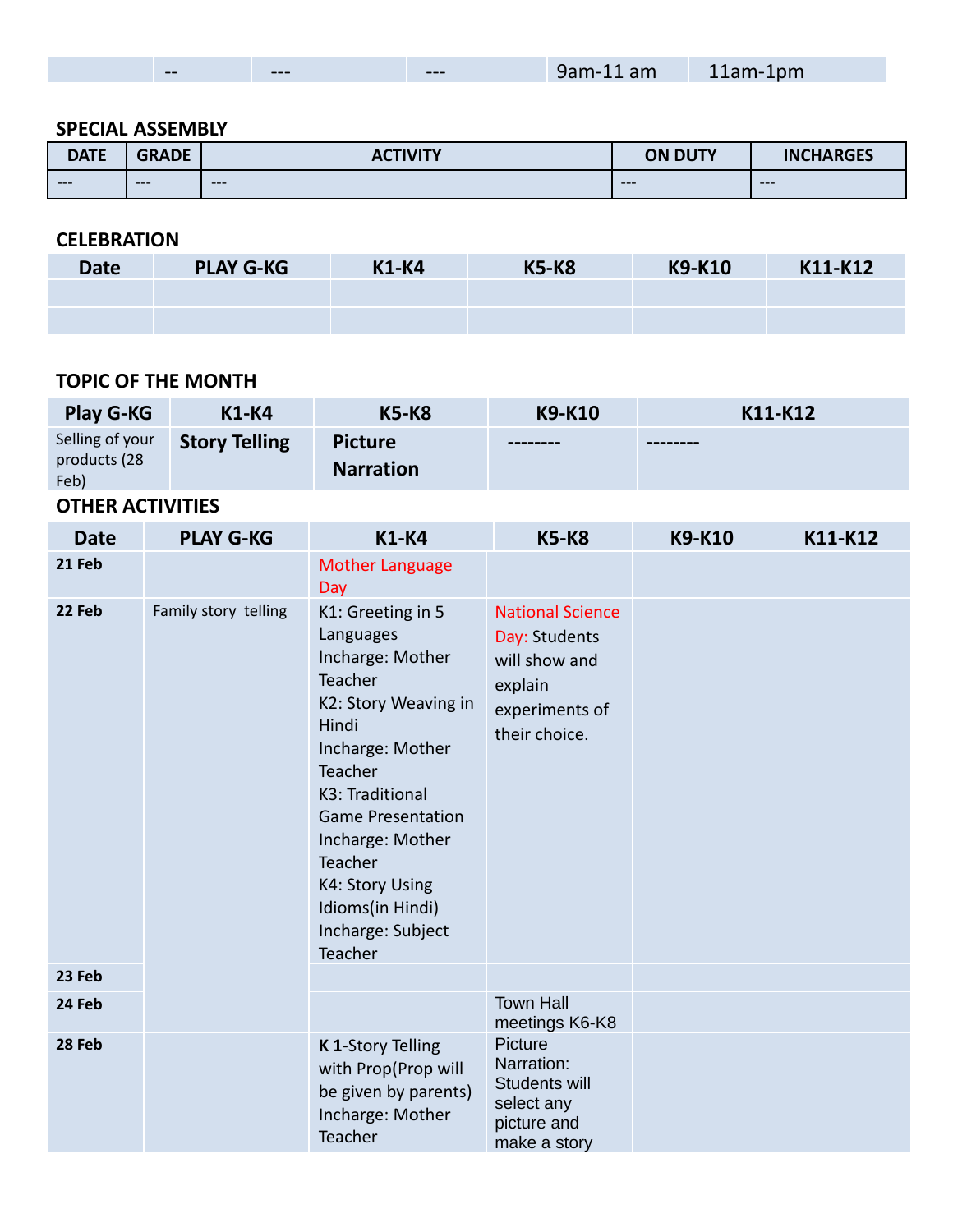|  | -- | --- | --- | 9am-11 am | 11am-1pm |
|---|---|---|---|---|---|

## SPECIAL ASSEMBLY

| DATE | GRADE | ACTIVITY | ON DUTY | INCHARGES |
|---|---|---|---|---|
| --- | --- | --- | --- | --- |

## CELEBRATION

| Date | PLAY G-KG | K1-K4 | K5-K8 | K9-K10 | K11-K12 |
|---|---|---|---|---|---|
|  |  |  |  |  |  |
|  |  |  |  |  |  |

## TOPIC OF THE MONTH

| Play G-KG | K1-K4 | K5-K8 | K9-K10 | K11-K12 |
|---|---|---|---|---|
| Selling of your products (28 Feb) | **Story Telling** | **Picture Narration** | -------- | -------- |

## OTHER ACTIVITIES

| Date | PLAY G-KG | K1-K4 | K5-K8 | K9-K10 | K11-K12 |
|---|---|---|---|---|---|
| **21 Feb** |  | Mother Language Day |  |  |  |
| **22 Feb** | Family story telling | K1: Greeting in 5 Languages Incharge: Mother Teacher K2: Story Weaving in Hindi Incharge: Mother Teacher K3: Traditional Game Presentation Incharge: Mother Teacher K4: Story Using Idioms(in Hindi) Incharge: Subject Teacher | National Science Day: Students will show and explain experiments of their choice. |  |  |
| **23 Feb** |  |  |  |  |  |
| **24 Feb** |  |  | Town Hall meetings K6-K8 |  |  |
| **28 Feb** |  | **K 1**-Story Telling with Prop(Prop will be given by parents) Incharge: Mother Teacher | Picture Narration: Students will select any picture and make a story |  |  |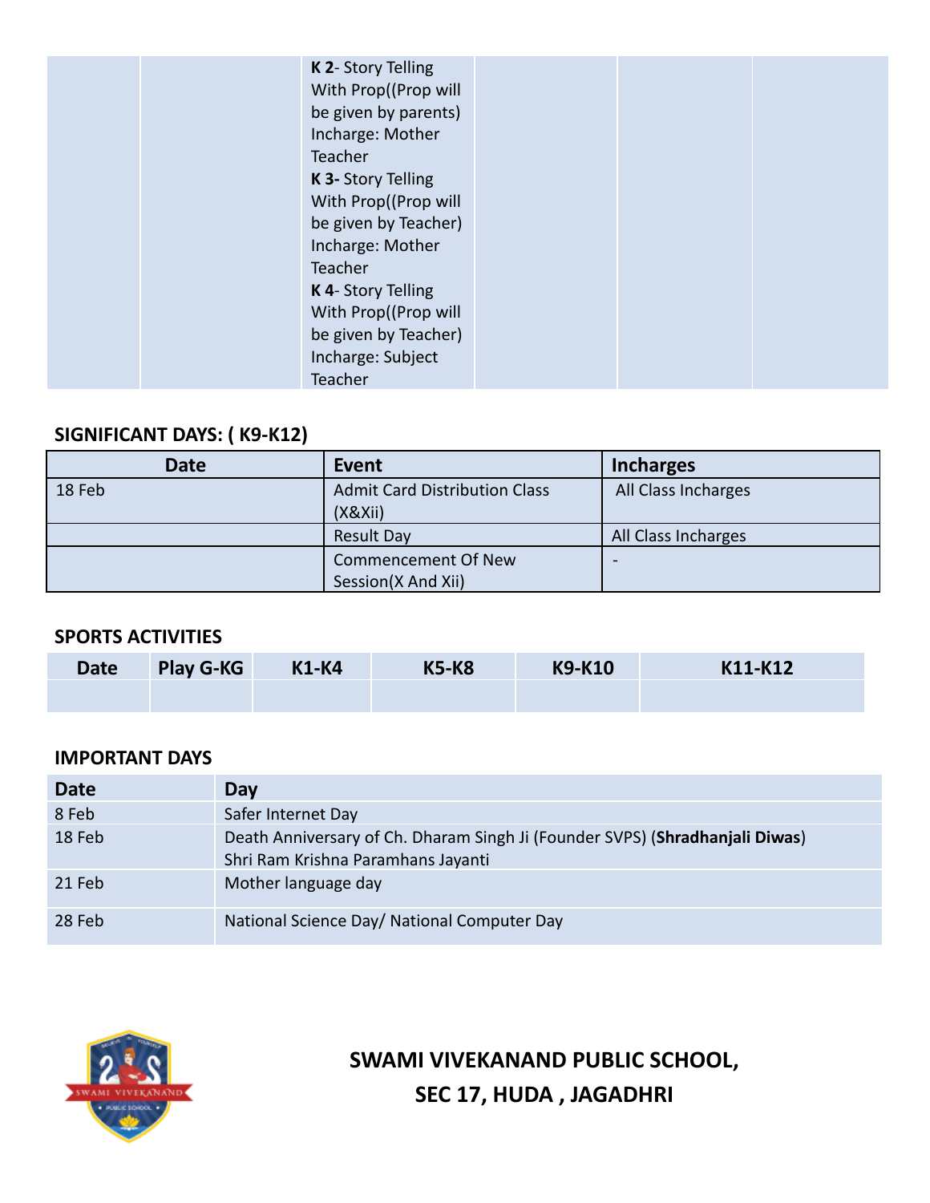| | | **K 2**- Story Telling With Prop((Prop will be given by parents) Incharge: Mother Teacher **K 3-** Story Telling With Prop((Prop will be given by Teacher) Incharge: Mother Teacher **K 4**- Story Telling With Prop((Prop will be given by Teacher) Incharge: Subject Teacher | | | |
|---|---|---|---|---|---|

**SIGNIFICANT DAYS: ( K9-K12)**

| Date | Event | Incharges |
|---|---|---|
| 18 Feb | Admit Card Distribution Class (X&Xii) | All Class Incharges |
| | Result Day | All Class Incharges |
| | Commencement Of New Session(X And Xii) | - |

**SPORTS ACTIVITIES**

| Date | Play G-KG | K1-K4 | K5-K8 | K9-K10 | K11-K12 |
|---|---|---|---|---|---|
| | | | | | |

**IMPORTANT DAYS**

| Date | Day |
|---|---|
| 8 Feb | Safer Internet Day |
| 18 Feb | Death Anniversary of Ch. Dharam Singh Ji (Founder SVPS) (**Shradhanjali Diwas**) Shri Ram Krishna Paramhans Jayanti |
| 21 Feb | Mother language day |
| 28 Feb | National Science Day/ National Computer Day |

**SWAMI VIVEKANAND PUBLIC SCHOOL, SEC 17, HUDA , JAGADHRI**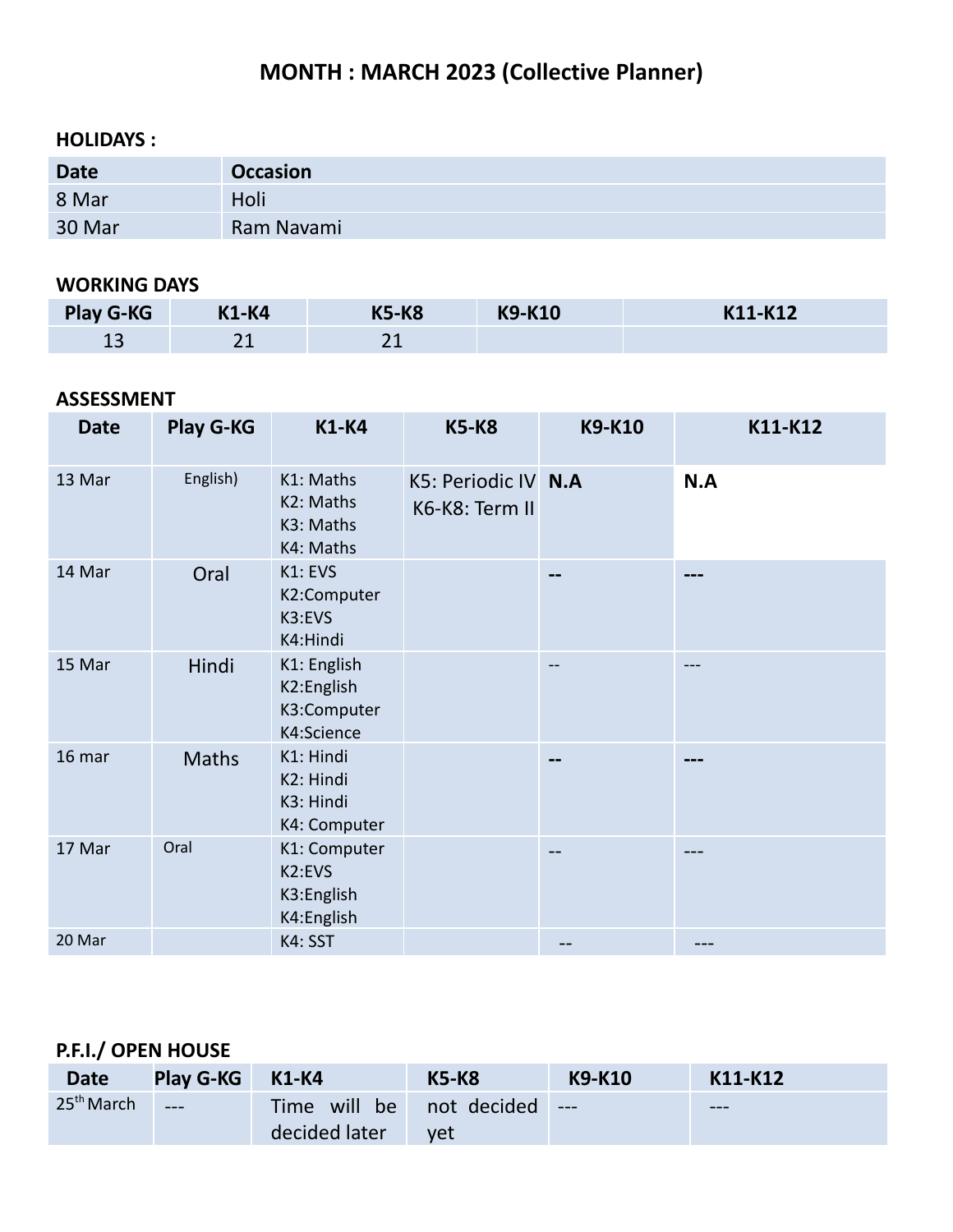# MONTH : MARCH 2023 (Collective Planner)

**HOLIDAYS :**

| Date | Occasion |
|---|---|
| 8 Mar | Holi |
| 30 Mar | Ram Navami |

**WORKING DAYS**

| Play G-KG | K1-K4 | K5-K8 | K9-K10 | K11-K12 |
|---|---|---|---|---|
| 13 | 21 | 21 | | |

**ASSESSMENT**

| Date | Play G-KG | K1-K4 | K5-K8 | K9-K10 | K11-K12 |
|---|---|---|---|---|---|
| 13 Mar | English) | K1: Maths<br>K2: Maths<br>K3: Maths<br>K4: Maths | K5: Periodic IV<br>K6-K8: Term II | **N.A** | **N.A** |
| 14 Mar | Oral | K1: EVS<br>K2:Computer<br>K3:EVS<br>K4:Hindi | | **--** | **---** |
| 15 Mar | Hindi | K1: English<br>K2:English<br>K3:Computer<br>K4:Science | | -- | --- |
| 16 mar | Maths | K1: Hindi<br>K2: Hindi<br>K3: Hindi<br>K4: Computer | | **--** | **---** |
| 17 Mar | Oral | K1: Computer<br>K2:EVS<br>K3:English<br>K4:English | | -- | --- |
| 20 Mar | | K4: SST | | -- | --- |

**P.F.I./ OPEN HOUSE**

| Date | Play G-KG | K1-K4 | K5-K8 | K9-K10 | K11-K12 |
|---|---|---|---|---|---|
| 25th March | --- | Time will be decided later | not decided yet | --- | --- |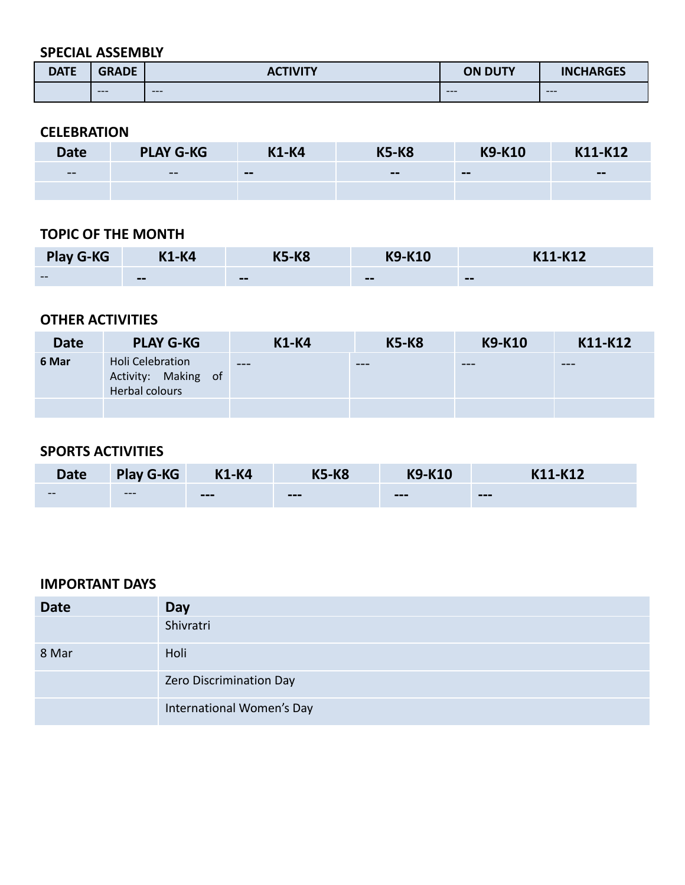### SPECIAL ASSEMBLY

| DATE | GRADE | ACTIVITY | ON DUTY | INCHARGES |
|---|---|---|---|---|
| | --- | --- | --- | --- |

### CELEBRATION

| Date | PLAY G-KG | K1-K4 | K5-K8 | K9-K10 | K11-K12 |
|---|---|---|---|---|---|
| -- | -- | -- | -- | -- | -- |
| | | | | | |

### TOPIC OF THE MONTH

| Play G-KG | K1-K4 | K5-K8 | K9-K10 | K11-K12 |
|---|---|---|---|---|
| -- | -- | -- | -- | -- |

### OTHER ACTIVITIES

| Date | PLAY G-KG | K1-K4 | K5-K8 | K9-K10 | K11-K12 |
|---|---|---|---|---|---|
| **6 Mar** | Holi Celebration Activity: Making of Herbal colours | --- | --- | --- | --- |
| | | | | | |

### SPORTS ACTIVITIES

| Date | Play G-KG | K1-K4 | K5-K8 | K9-K10 | K11-K12 |
|---|---|---|---|---|---|
| -- | --- | --- | --- | --- | --- |

### IMPORTANT DAYS

| Date | Day |
|---|---|
| | Shivratri |
| 8 Mar | Holi |
| | Zero Discrimination Day |
| | International Women's Day |